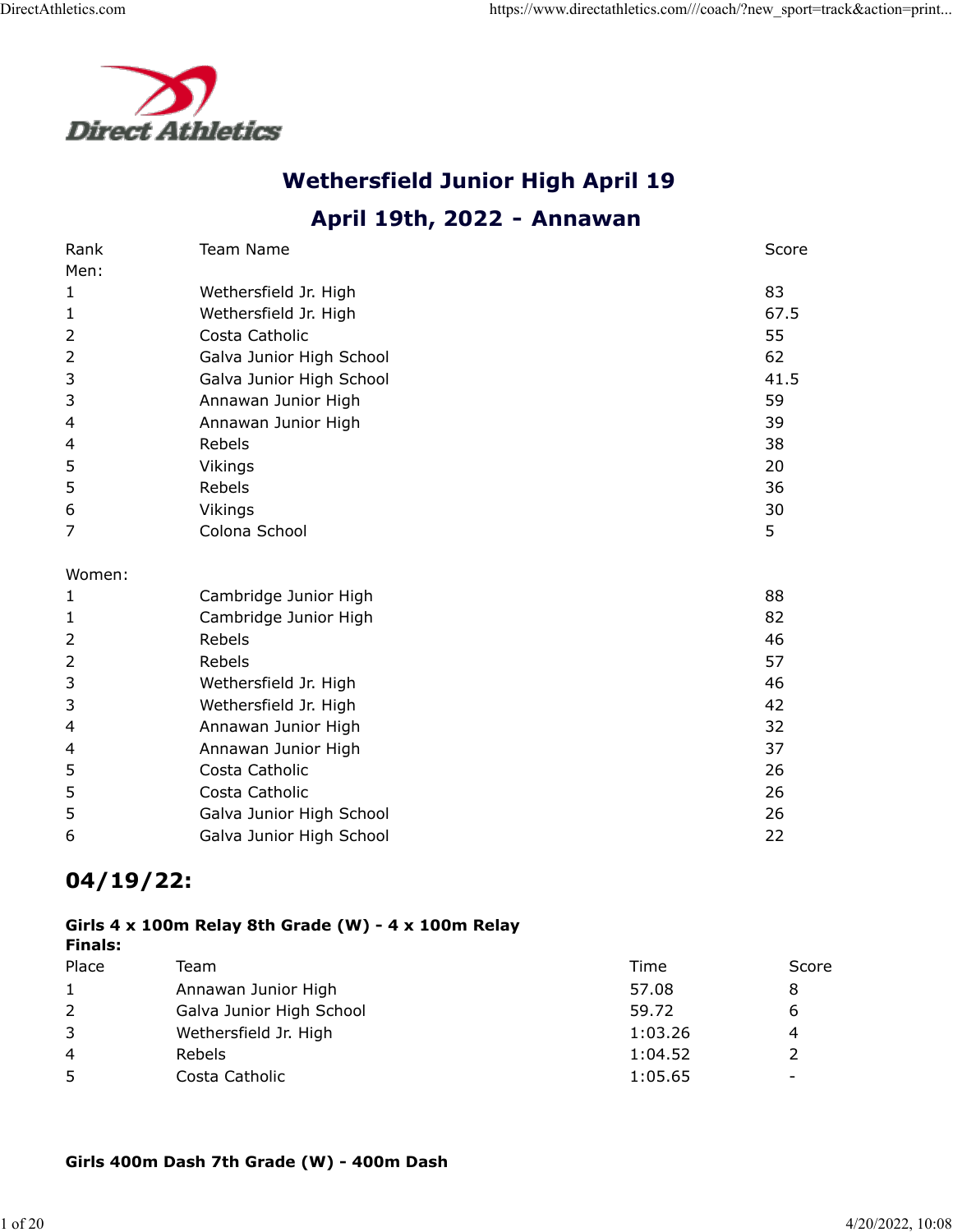# Wethersfield Junior High April 19

## April 19th, 2022 - Annawan

| Rank | Team Name | Score |
|---|---|---|
| Men: | | |
| 1 | Wethersfield Jr. High | 83 |
| 1 | Wethersfield Jr. High | 67.5 |
| 2 | Costa Catholic | 55 |
| 2 | Galva Junior High School | 62 |
| 3 | Galva Junior High School | 41.5 |
| 3 | Annawan Junior High | 59 |
| 4 | Annawan Junior High | 39 |
| 4 | Rebels | 38 |
| 5 | Vikings | 20 |
| 5 | Rebels | 36 |
| 6 | Vikings | 30 |
| 7 | Colona School | 5 |
| Women: | | |
| 1 | Cambridge Junior High | 88 |
| 1 | Cambridge Junior High | 82 |
| 2 | Rebels | 46 |
| 2 | Rebels | 57 |
| 3 | Wethersfield Jr. High | 46 |
| 3 | Wethersfield Jr. High | 42 |
| 4 | Annawan Junior High | 32 |
| 4 | Annawan Junior High | 37 |
| 5 | Costa Catholic | 26 |
| 5 | Costa Catholic | 26 |
| 5 | Galva Junior High School | 26 |
| 6 | Galva Junior High School | 22 |

## 04/19/22:

**Girls 4 x 100m Relay 8th Grade (W) - 4 x 100m Relay**
**Finals:**

| Place | Team | Time | Score |
|---|---|---|---|
| 1 | Annawan Junior High | 57.08 | 8 |
| 2 | Galva Junior High School | 59.72 | 6 |
| 3 | Wethersfield Jr. High | 1:03.26 | 4 |
| 4 | Rebels | 1:04.52 | 2 |
| 5 | Costa Catholic | 1:05.65 | - |

**Girls 400m Dash 7th Grade (W) - 400m Dash**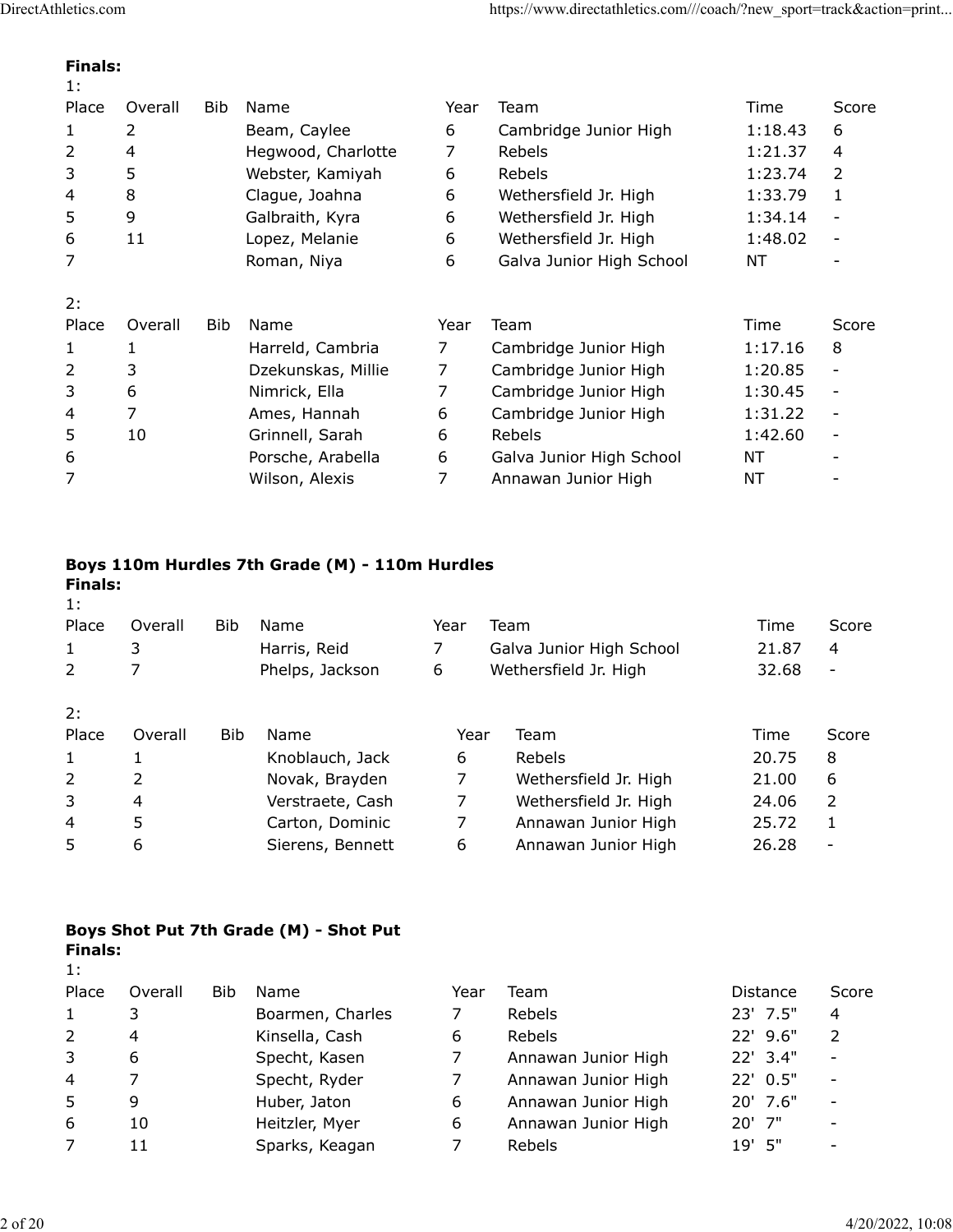**Finals:**

1:

| Place | Overall | Bib | Name | Year | Team | Time | Score |
|---|---|---|---|---|---|---|---|
| 1 | 2 | | Beam, Caylee | 6 | Cambridge Junior High | 1:18.43 | 6 |
| 2 | 4 | | Hegwood, Charlotte | 7 | Rebels | 1:21.37 | 4 |
| 3 | 5 | | Webster, Kamiyah | 6 | Rebels | 1:23.74 | 2 |
| 4 | 8 | | Clague, Joahna | 6 | Wethersfield Jr. High | 1:33.79 | 1 |
| 5 | 9 | | Galbraith, Kyra | 6 | Wethersfield Jr. High | 1:34.14 | - |
| 6 | 11 | | Lopez, Melanie | 6 | Wethersfield Jr. High | 1:48.02 | - |
| 7 | | | Roman, Niya | 6 | Galva Junior High School | NT | - |

2:

| Place | Overall | Bib | Name | Year | Team | Time | Score |
|---|---|---|---|---|---|---|---|
| 1 | 1 | | Harreld, Cambria | 7 | Cambridge Junior High | 1:17.16 | 8 |
| 2 | 3 | | Dzekunskas, Millie | 7 | Cambridge Junior High | 1:20.85 | - |
| 3 | 6 | | Nimrick, Ella | 7 | Cambridge Junior High | 1:30.45 | - |
| 4 | 7 | | Ames, Hannah | 6 | Cambridge Junior High | 1:31.22 | - |
| 5 | 10 | | Grinnell, Sarah | 6 | Rebels | 1:42.60 | - |
| 6 | | | Porsche, Arabella | 6 | Galva Junior High School | NT | - |
| 7 | | | Wilson, Alexis | 7 | Annawan Junior High | NT | - |

**Boys 110m Hurdles 7th Grade (M) - 110m Hurdles**

**Finals:**

1:

| Place | Overall | Bib | Name | Year | Team | Time | Score |
|---|---|---|---|---|---|---|---|
| 1 | 3 | | Harris, Reid | 7 | Galva Junior High School | 21.87 | 4 |
| 2 | 7 | | Phelps, Jackson | 6 | Wethersfield Jr. High | 32.68 | - |

2:

| Place | Overall | Bib | Name | Year | Team | Time | Score |
|---|---|---|---|---|---|---|---|
| 1 | 1 | | Knoblauch, Jack | 6 | Rebels | 20.75 | 8 |
| 2 | 2 | | Novak, Brayden | 7 | Wethersfield Jr. High | 21.00 | 6 |
| 3 | 4 | | Verstraete, Cash | 7 | Wethersfield Jr. High | 24.06 | 2 |
| 4 | 5 | | Carton, Dominic | 7 | Annawan Junior High | 25.72 | 1 |
| 5 | 6 | | Sierens, Bennett | 6 | Annawan Junior High | 26.28 | - |

**Boys Shot Put 7th Grade (M) - Shot Put**

**Finals:**

1:

| Place | Overall | Bib | Name | Year | Team | Distance | Score |
|---|---|---|---|---|---|---|---|
| 1 | 3 | | Boarmen, Charles | 7 | Rebels | 23' 7.5" | 4 |
| 2 | 4 | | Kinsella, Cash | 6 | Rebels | 22' 9.6" | 2 |
| 3 | 6 | | Specht, Kasen | 7 | Annawan Junior High | 22' 3.4" | - |
| 4 | 7 | | Specht, Ryder | 7 | Annawan Junior High | 22' 0.5" | - |
| 5 | 9 | | Huber, Jaton | 6 | Annawan Junior High | 20' 7.6" | - |
| 6 | 10 | | Heitzler, Myer | 6 | Annawan Junior High | 20' 7" | - |
| 7 | 11 | | Sparks, Keagan | 7 | Rebels | 19' 5" | - |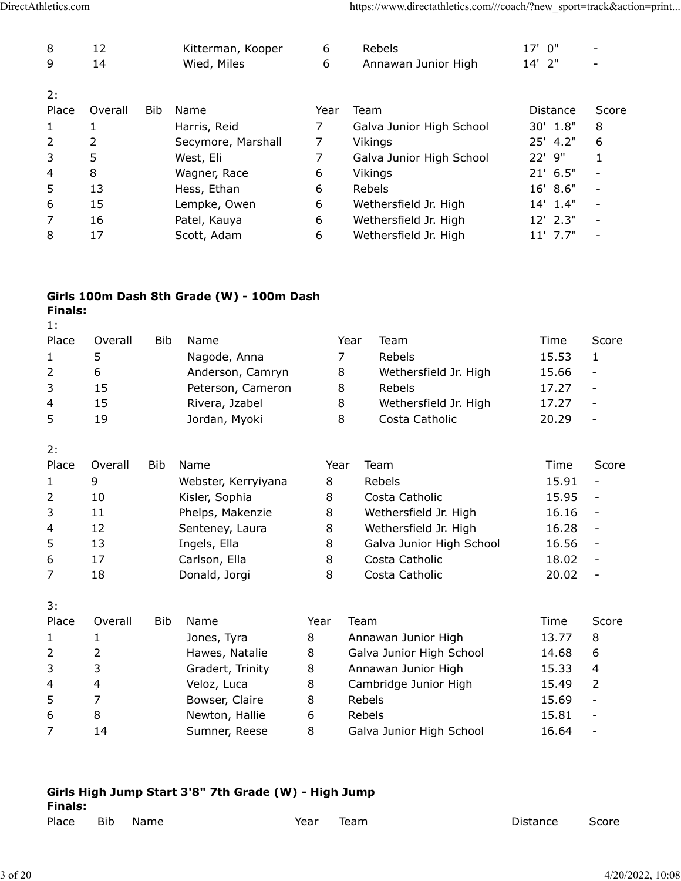| Place | Overall | Bib | Name | Year | Team | Distance | Score |
|---|---|---|---|---|---|---|---|
| 8 | 12 | | Kitterman, Kooper | 6 | Rebels | 17' 0" | - |
| 9 | 14 | | Wied, Miles | 6 | Annawan Junior High | 14' 2" | - |

2:

| Place | Overall | Bib | Name | Year | Team | Distance | Score |
|---|---|---|---|---|---|---|---|
| 1 | 1 | | Harris, Reid | 7 | Galva Junior High School | 30' 1.8" | 8 |
| 2 | 2 | | Secymore, Marshall | 7 | Vikings | 25' 4.2" | 6 |
| 3 | 5 | | West, Eli | 7 | Galva Junior High School | 22' 9" | 1 |
| 4 | 8 | | Wagner, Race | 6 | Vikings | 21' 6.5" | - |
| 5 | 13 | | Hess, Ethan | 6 | Rebels | 16' 8.6" | - |
| 6 | 15 | | Lempke, Owen | 6 | Wethersfield Jr. High | 14' 1.4" | - |
| 7 | 16 | | Patel, Kauya | 6 | Wethersfield Jr. High | 12' 2.3" | - |
| 8 | 17 | | Scott, Adam | 6 | Wethersfield Jr. High | 11' 7.7" | - |

**Girls 100m Dash 8th Grade (W) - 100m Dash**

**Finals:**

1:

| Place | Overall | Bib | Name | Year | Team | Time | Score |
|---|---|---|---|---|---|---|---|
| 1 | 5 | | Nagode, Anna | 7 | Rebels | 15.53 | 1 |
| 2 | 6 | | Anderson, Camryn | 8 | Wethersfield Jr. High | 15.66 | - |
| 3 | 15 | | Peterson, Cameron | 8 | Rebels | 17.27 | - |
| 4 | 15 | | Rivera, Jzabel | 8 | Wethersfield Jr. High | 17.27 | - |
| 5 | 19 | | Jordan, Myoki | 8 | Costa Catholic | 20.29 | - |

2:

| Place | Overall | Bib | Name | Year | Team | Time | Score |
|---|---|---|---|---|---|---|---|
| 1 | 9 | | Webster, Kerryiyana | 8 | Rebels | 15.91 | - |
| 2 | 10 | | Kisler, Sophia | 8 | Costa Catholic | 15.95 | - |
| 3 | 11 | | Phelps, Makenzie | 8 | Wethersfield Jr. High | 16.16 | - |
| 4 | 12 | | Senteney, Laura | 8 | Wethersfield Jr. High | 16.28 | - |
| 5 | 13 | | Ingels, Ella | 8 | Galva Junior High School | 16.56 | - |
| 6 | 17 | | Carlson, Ella | 8 | Costa Catholic | 18.02 | - |
| 7 | 18 | | Donald, Jorgi | 8 | Costa Catholic | 20.02 | - |

3:

| Place | Overall | Bib | Name | Year | Team | Time | Score |
|---|---|---|---|---|---|---|---|
| 1 | 1 | | Jones, Tyra | 8 | Annawan Junior High | 13.77 | 8 |
| 2 | 2 | | Hawes, Natalie | 8 | Galva Junior High School | 14.68 | 6 |
| 3 | 3 | | Gradert, Trinity | 8 | Annawan Junior High | 15.33 | 4 |
| 4 | 4 | | Veloz, Luca | 8 | Cambridge Junior High | 15.49 | 2 |
| 5 | 7 | | Bowser, Claire | 8 | Rebels | 15.69 | - |
| 6 | 8 | | Newton, Hallie | 6 | Rebels | 15.81 | - |
| 7 | 14 | | Sumner, Reese | 8 | Galva Junior High School | 16.64 | - |

**Girls High Jump Start 3'8" 7th Grade (W) - High Jump**

**Finals:**

| Place | Bib | Name | Year | Team | Distance | Score |
|---|---|---|---|---|---|---|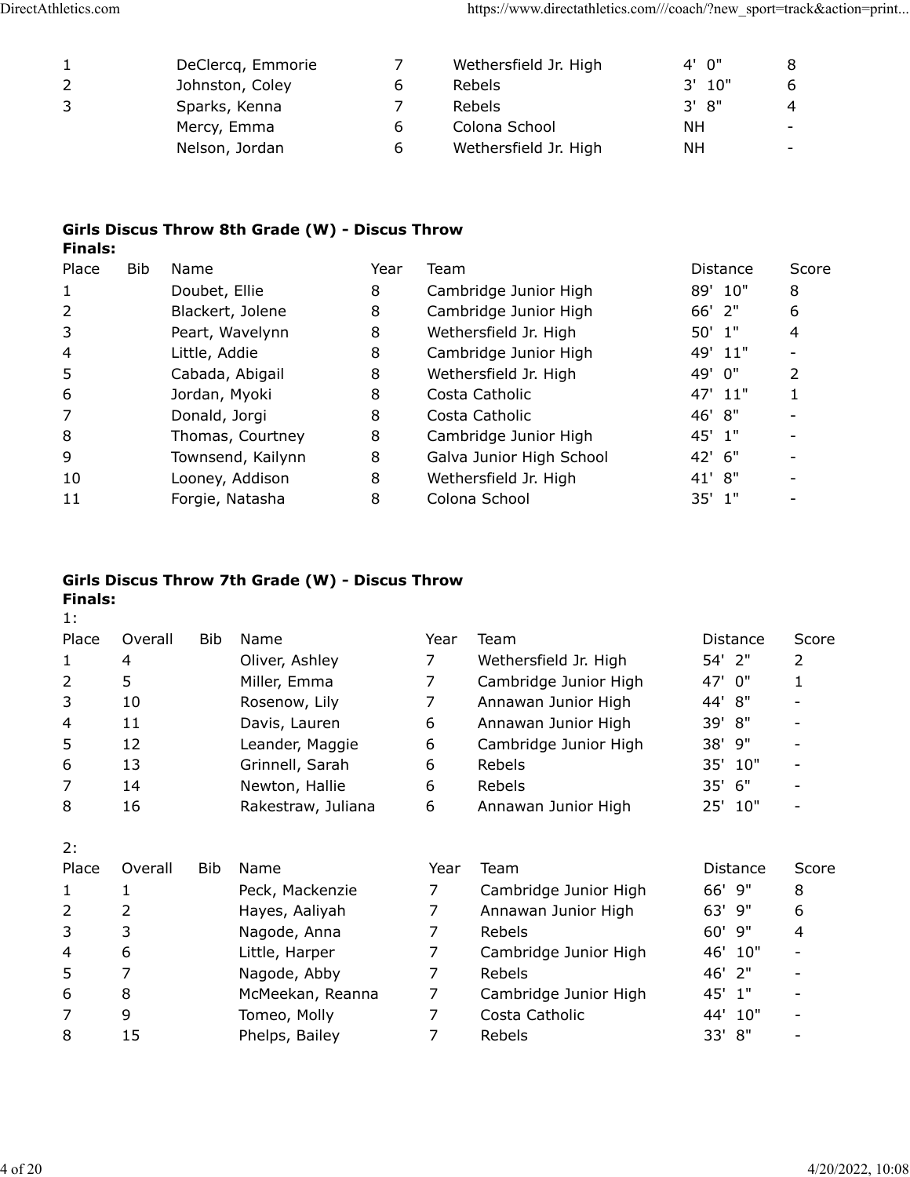| | | | | | |
|---|---|---|---|---|---|
| 1 | DeClercq, Emmorie | 7 | Wethersfield Jr. High | 4' 0" | 8 |
| 2 | Johnston, Coley | 6 | Rebels | 3' 10" | 6 |
| 3 | Sparks, Kenna | 7 | Rebels | 3' 8" | 4 |
| | Mercy, Emma | 6 | Colona School | NH | - |
| | Nelson, Jordan | 6 | Wethersfield Jr. High | NH | - |

**Girls Discus Throw 8th Grade (W) - Discus Throw**

**Finals:**

| Place | Bib | Name | Year | Team | Distance | Score |
|---|---|---|---|---|---|---|
| 1 | | Doubet, Ellie | 8 | Cambridge Junior High | 89' 10" | 8 |
| 2 | | Blackert, Jolene | 8 | Cambridge Junior High | 66' 2" | 6 |
| 3 | | Peart, Wavelynn | 8 | Wethersfield Jr. High | 50' 1" | 4 |
| 4 | | Little, Addie | 8 | Cambridge Junior High | 49' 11" | - |
| 5 | | Cabada, Abigail | 8 | Wethersfield Jr. High | 49' 0" | 2 |
| 6 | | Jordan, Myoki | 8 | Costa Catholic | 47' 11" | 1 |
| 7 | | Donald, Jorgi | 8 | Costa Catholic | 46' 8" | - |
| 8 | | Thomas, Courtney | 8 | Cambridge Junior High | 45' 1" | - |
| 9 | | Townsend, Kailynn | 8 | Galva Junior High School | 42' 6" | - |
| 10 | | Looney, Addison | 8 | Wethersfield Jr. High | 41' 8" | - |
| 11 | | Forgie, Natasha | 8 | Colona School | 35' 1" | - |

**Girls Discus Throw 7th Grade (W) - Discus Throw**

**Finals:**

1:

| Place | Overall | Bib | Name | Year | Team | Distance | Score |
|---|---|---|---|---|---|---|---|
| 1 | 4 | | Oliver, Ashley | 7 | Wethersfield Jr. High | 54' 2" | 2 |
| 2 | 5 | | Miller, Emma | 7 | Cambridge Junior High | 47' 0" | 1 |
| 3 | 10 | | Rosenow, Lily | 7 | Annawan Junior High | 44' 8" | - |
| 4 | 11 | | Davis, Lauren | 6 | Annawan Junior High | 39' 8" | - |
| 5 | 12 | | Leander, Maggie | 6 | Cambridge Junior High | 38' 9" | - |
| 6 | 13 | | Grinnell, Sarah | 6 | Rebels | 35' 10" | - |
| 7 | 14 | | Newton, Hallie | 6 | Rebels | 35' 6" | - |
| 8 | 16 | | Rakestraw, Juliana | 6 | Annawan Junior High | 25' 10" | - |

2:

| Place | Overall | Bib | Name | Year | Team | Distance | Score |
|---|---|---|---|---|---|---|---|
| 1 | 1 | | Peck, Mackenzie | 7 | Cambridge Junior High | 66' 9" | 8 |
| 2 | 2 | | Hayes, Aaliyah | 7 | Annawan Junior High | 63' 9" | 6 |
| 3 | 3 | | Nagode, Anna | 7 | Rebels | 60' 9" | 4 |
| 4 | 6 | | Little, Harper | 7 | Cambridge Junior High | 46' 10" | - |
| 5 | 7 | | Nagode, Abby | 7 | Rebels | 46' 2" | - |
| 6 | 8 | | McMeekan, Reanna | 7 | Cambridge Junior High | 45' 1" | - |
| 7 | 9 | | Tomeo, Molly | 7 | Costa Catholic | 44' 10" | - |
| 8 | 15 | | Phelps, Bailey | 7 | Rebels | 33' 8" | - |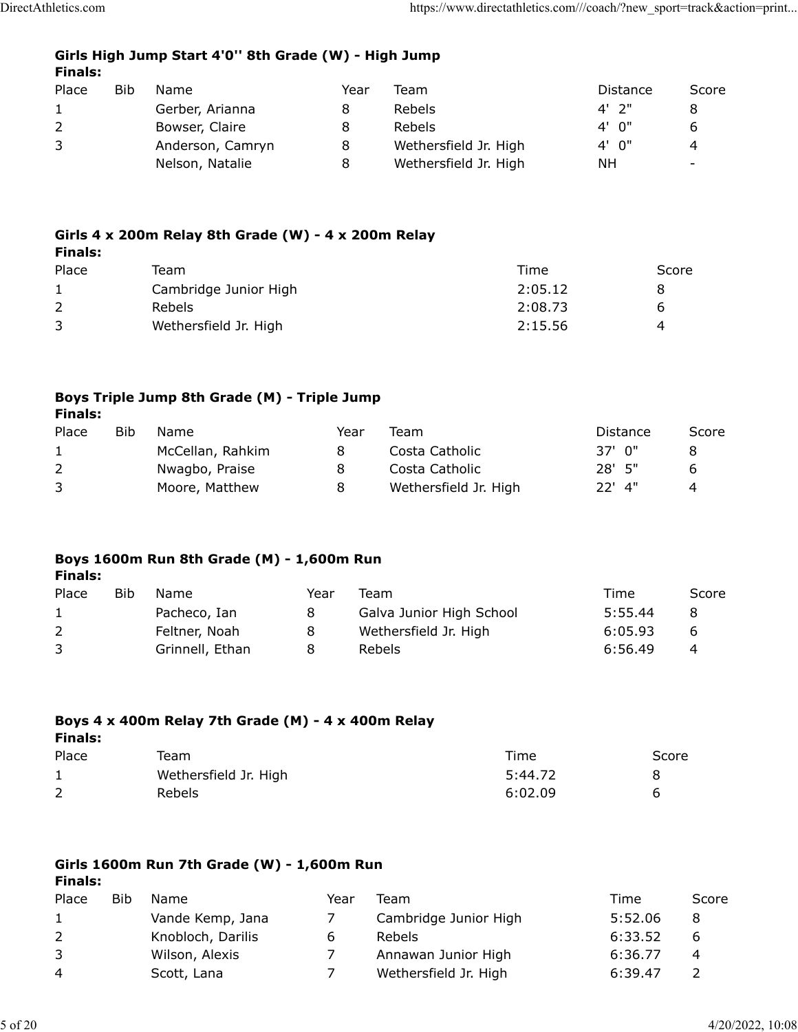### Girls High Jump Start 4'0'' 8th Grade (W) - High Jump

**Finals:**

| Place | Bib | Name | Year | Team | Distance | Score |
|---|---|---|---|---|---|---|
| 1 | | Gerber, Arianna | 8 | Rebels | 4' 2" | 8 |
| 2 | | Bowser, Claire | 8 | Rebels | 4' 0" | 6 |
| 3 | | Anderson, Camryn | 8 | Wethersfield Jr. High | 4' 0" | 4 |
| | | Nelson, Natalie | 8 | Wethersfield Jr. High | NH | - |

### Girls 4 x 200m Relay 8th Grade (W) - 4 x 200m Relay

**Finals:**

| Place | Team | Time | Score |
|---|---|---|---|
| 1 | Cambridge Junior High | 2:05.12 | 8 |
| 2 | Rebels | 2:08.73 | 6 |
| 3 | Wethersfield Jr. High | 2:15.56 | 4 |

### Boys Triple Jump 8th Grade (M) - Triple Jump

**Finals:**

| Place | Bib | Name | Year | Team | Distance | Score |
|---|---|---|---|---|---|---|
| 1 | | McCellan, Rahkim | 8 | Costa Catholic | 37' 0" | 8 |
| 2 | | Nwagbo, Praise | 8 | Costa Catholic | 28' 5" | 6 |
| 3 | | Moore, Matthew | 8 | Wethersfield Jr. High | 22' 4" | 4 |

### Boys 1600m Run 8th Grade (M) - 1,600m Run

**Finals:**

| Place | Bib | Name | Year | Team | Time | Score |
|---|---|---|---|---|---|---|
| 1 | | Pacheco, Ian | 8 | Galva Junior High School | 5:55.44 | 8 |
| 2 | | Feltner, Noah | 8 | Wethersfield Jr. High | 6:05.93 | 6 |
| 3 | | Grinnell, Ethan | 8 | Rebels | 6:56.49 | 4 |

### Boys 4 x 400m Relay 7th Grade (M) - 4 x 400m Relay

**Finals:**

| Place | Team | Time | Score |
|---|---|---|---|
| 1 | Wethersfield Jr. High | 5:44.72 | 8 |
| 2 | Rebels | 6:02.09 | 6 |

### Girls 1600m Run 7th Grade (W) - 1,600m Run

**Finals:**

| Place | Bib | Name | Year | Team | Time | Score |
|---|---|---|---|---|---|---|
| 1 | | Vande Kemp, Jana | 7 | Cambridge Junior High | 5:52.06 | 8 |
| 2 | | Knobloch, Darilis | 6 | Rebels | 6:33.52 | 6 |
| 3 | | Wilson, Alexis | 7 | Annawan Junior High | 6:36.77 | 4 |
| 4 | | Scott, Lana | 7 | Wethersfield Jr. High | 6:39.47 | 2 |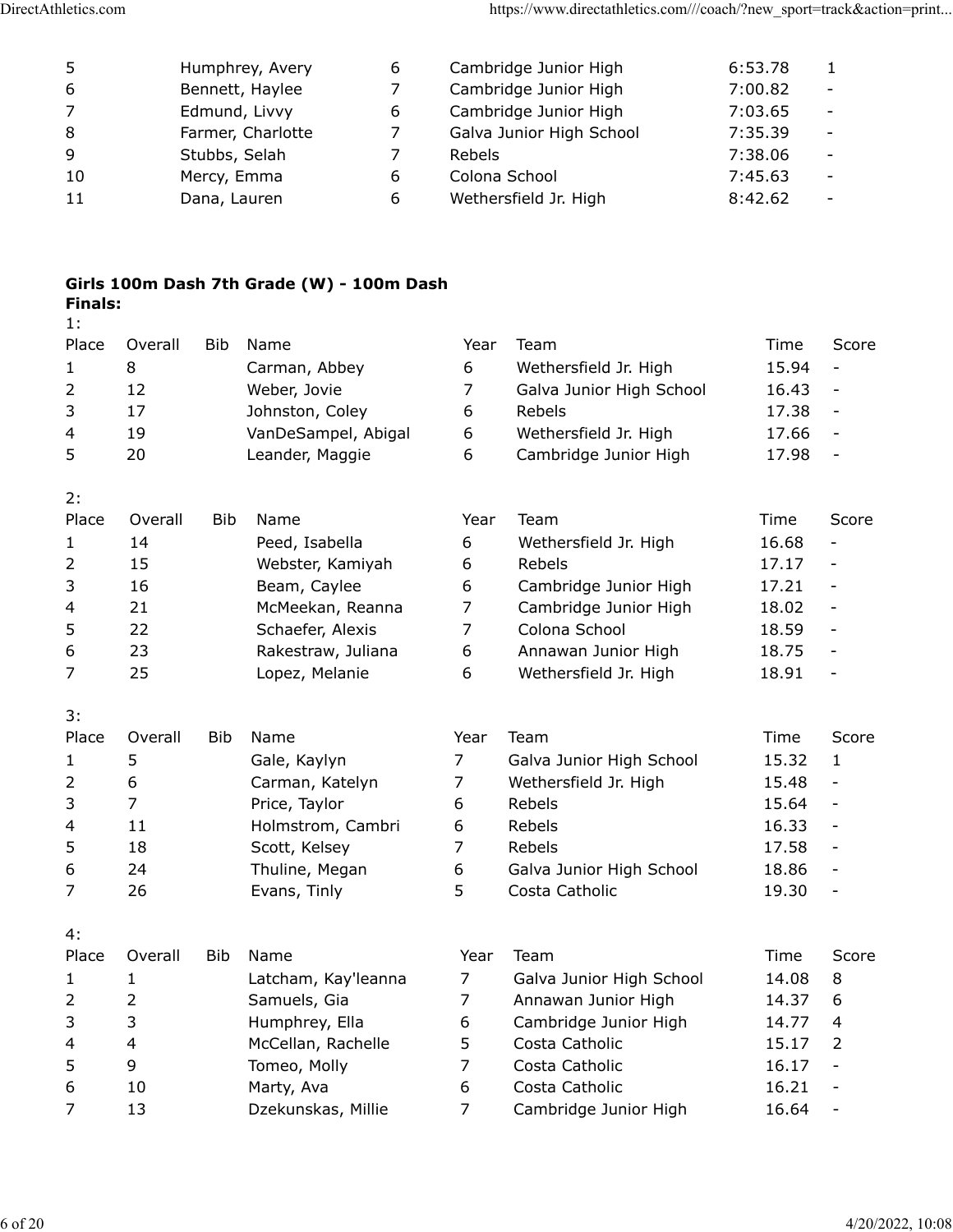| | | | | | |
|---|---|---|---|---|---|
| 5 | Humphrey, Avery | 6 | Cambridge Junior High | 6:53.78 | 1 |
| 6 | Bennett, Haylee | 7 | Cambridge Junior High | 7:00.82 | - |
| 7 | Edmund, Livvy | 6 | Cambridge Junior High | 7:03.65 | - |
| 8 | Farmer, Charlotte | 7 | Galva Junior High School | 7:35.39 | - |
| 9 | Stubbs, Selah | 7 | Rebels | 7:38.06 | - |
| 10 | Mercy, Emma | 6 | Colona School | 7:45.63 | - |
| 11 | Dana, Lauren | 6 | Wethersfield Jr. High | 8:42.62 | - |

**Girls 100m Dash 7th Grade (W) - 100m Dash**

**Finals:**

1:

| Place | Overall | Bib | Name | Year | Team | Time | Score |
|---|---|---|---|---|---|---|---|
| 1 | 8 | | Carman, Abbey | 6 | Wethersfield Jr. High | 15.94 | - |
| 2 | 12 | | Weber, Jovie | 7 | Galva Junior High School | 16.43 | - |
| 3 | 17 | | Johnston, Coley | 6 | Rebels | 17.38 | - |
| 4 | 19 | | VanDeSampel, Abigal | 6 | Wethersfield Jr. High | 17.66 | - |
| 5 | 20 | | Leander, Maggie | 6 | Cambridge Junior High | 17.98 | - |

2:

| Place | Overall | Bib | Name | Year | Team | Time | Score |
|---|---|---|---|---|---|---|---|
| 1 | 14 | | Peed, Isabella | 6 | Wethersfield Jr. High | 16.68 | - |
| 2 | 15 | | Webster, Kamiyah | 6 | Rebels | 17.17 | - |
| 3 | 16 | | Beam, Caylee | 6 | Cambridge Junior High | 17.21 | - |
| 4 | 21 | | McMeekan, Reanna | 7 | Cambridge Junior High | 18.02 | - |
| 5 | 22 | | Schaefer, Alexis | 7 | Colona School | 18.59 | - |
| 6 | 23 | | Rakestraw, Juliana | 6 | Annawan Junior High | 18.75 | - |
| 7 | 25 | | Lopez, Melanie | 6 | Wethersfield Jr. High | 18.91 | - |

3:

| Place | Overall | Bib | Name | Year | Team | Time | Score |
|---|---|---|---|---|---|---|---|
| 1 | 5 | | Gale, Kaylyn | 7 | Galva Junior High School | 15.32 | 1 |
| 2 | 6 | | Carman, Katelyn | 7 | Wethersfield Jr. High | 15.48 | - |
| 3 | 7 | | Price, Taylor | 6 | Rebels | 15.64 | - |
| 4 | 11 | | Holmstrom, Cambri | 6 | Rebels | 16.33 | - |
| 5 | 18 | | Scott, Kelsey | 7 | Rebels | 17.58 | - |
| 6 | 24 | | Thuline, Megan | 6 | Galva Junior High School | 18.86 | - |
| 7 | 26 | | Evans, Tinly | 5 | Costa Catholic | 19.30 | - |

4:

| Place | Overall | Bib | Name | Year | Team | Time | Score |
|---|---|---|---|---|---|---|---|
| 1 | 1 | | Latcham, Kay'leanna | 7 | Galva Junior High School | 14.08 | 8 |
| 2 | 2 | | Samuels, Gia | 7 | Annawan Junior High | 14.37 | 6 |
| 3 | 3 | | Humphrey, Ella | 6 | Cambridge Junior High | 14.77 | 4 |
| 4 | 4 | | McCellan, Rachelle | 5 | Costa Catholic | 15.17 | 2 |
| 5 | 9 | | Tomeo, Molly | 7 | Costa Catholic | 16.17 | - |
| 6 | 10 | | Marty, Ava | 6 | Costa Catholic | 16.21 | - |
| 7 | 13 | | Dzekunskas, Millie | 7 | Cambridge Junior High | 16.64 | - |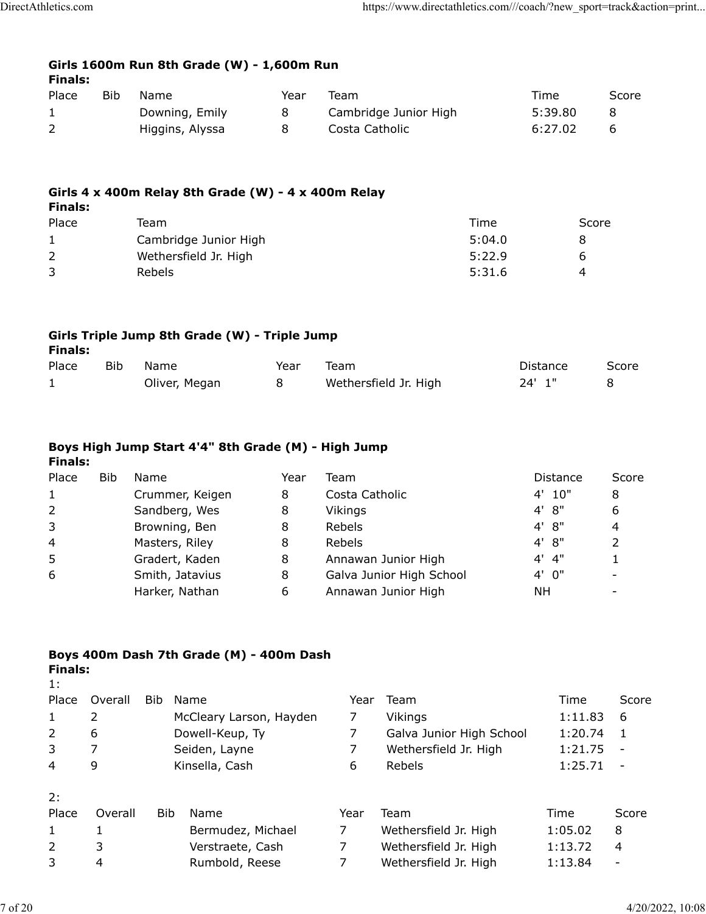### Girls 1600m Run 8th Grade (W) - 1,600m Run

**Finals:**

| Place | Bib | Name | Year | Team | Time | Score |
|---|---|---|---|---|---|---|
| 1 | | Downing, Emily | 8 | Cambridge Junior High | 5:39.80 | 8 |
| 2 | | Higgins, Alyssa | 8 | Costa Catholic | 6:27.02 | 6 |

### Girls 4 x 400m Relay 8th Grade (W) - 4 x 400m Relay

**Finals:**

| Place | Team | Time | Score |
|---|---|---|---|
| 1 | Cambridge Junior High | 5:04.0 | 8 |
| 2 | Wethersfield Jr. High | 5:22.9 | 6 |
| 3 | Rebels | 5:31.6 | 4 |

### Girls Triple Jump 8th Grade (W) - Triple Jump

**Finals:**

| Place | Bib | Name | Year | Team | Distance | Score |
|---|---|---|---|---|---|---|
| 1 | | Oliver, Megan | 8 | Wethersfield Jr. High | 24' 1" | 8 |

### Boys High Jump Start 4'4" 8th Grade (M) - High Jump

**Finals:**

| Place | Bib | Name | Year | Team | Distance | Score |
|---|---|---|---|---|---|---|
| 1 | | Crummer, Keigen | 8 | Costa Catholic | 4' 10" | 8 |
| 2 | | Sandberg, Wes | 8 | Vikings | 4' 8" | 6 |
| 3 | | Browning, Ben | 8 | Rebels | 4' 8" | 4 |
| 4 | | Masters, Riley | 8 | Rebels | 4' 8" | 2 |
| 5 | | Gradert, Kaden | 8 | Annawan Junior High | 4' 4" | 1 |
| 6 | | Smith, Jatavius | 8 | Galva Junior High School | 4' 0" | - |
| | | Harker, Nathan | 6 | Annawan Junior High | NH | - |

### Boys 400m Dash 7th Grade (M) - 400m Dash

**Finals:**

1:

| Place | Overall | Bib | Name | Year | Team | Time | Score |
|---|---|---|---|---|---|---|---|
| 1 | 2 | | McCleary Larson, Hayden | 7 | Vikings | 1:11.83 | 6 |
| 2 | 6 | | Dowell-Keup, Ty | 7 | Galva Junior High School | 1:20.74 | 1 |
| 3 | 7 | | Seiden, Layne | 7 | Wethersfield Jr. High | 1:21.75 | - |
| 4 | 9 | | Kinsella, Cash | 6 | Rebels | 1:25.71 | - |

2:

| Place | Overall | Bib | Name | Year | Team | Time | Score |
|---|---|---|---|---|---|---|---|
| 1 | 1 | | Bermudez, Michael | 7 | Wethersfield Jr. High | 1:05.02 | 8 |
| 2 | 3 | | Verstraete, Cash | 7 | Wethersfield Jr. High | 1:13.72 | 4 |
| 3 | 4 | | Rumbold, Reese | 7 | Wethersfield Jr. High | 1:13.84 | - |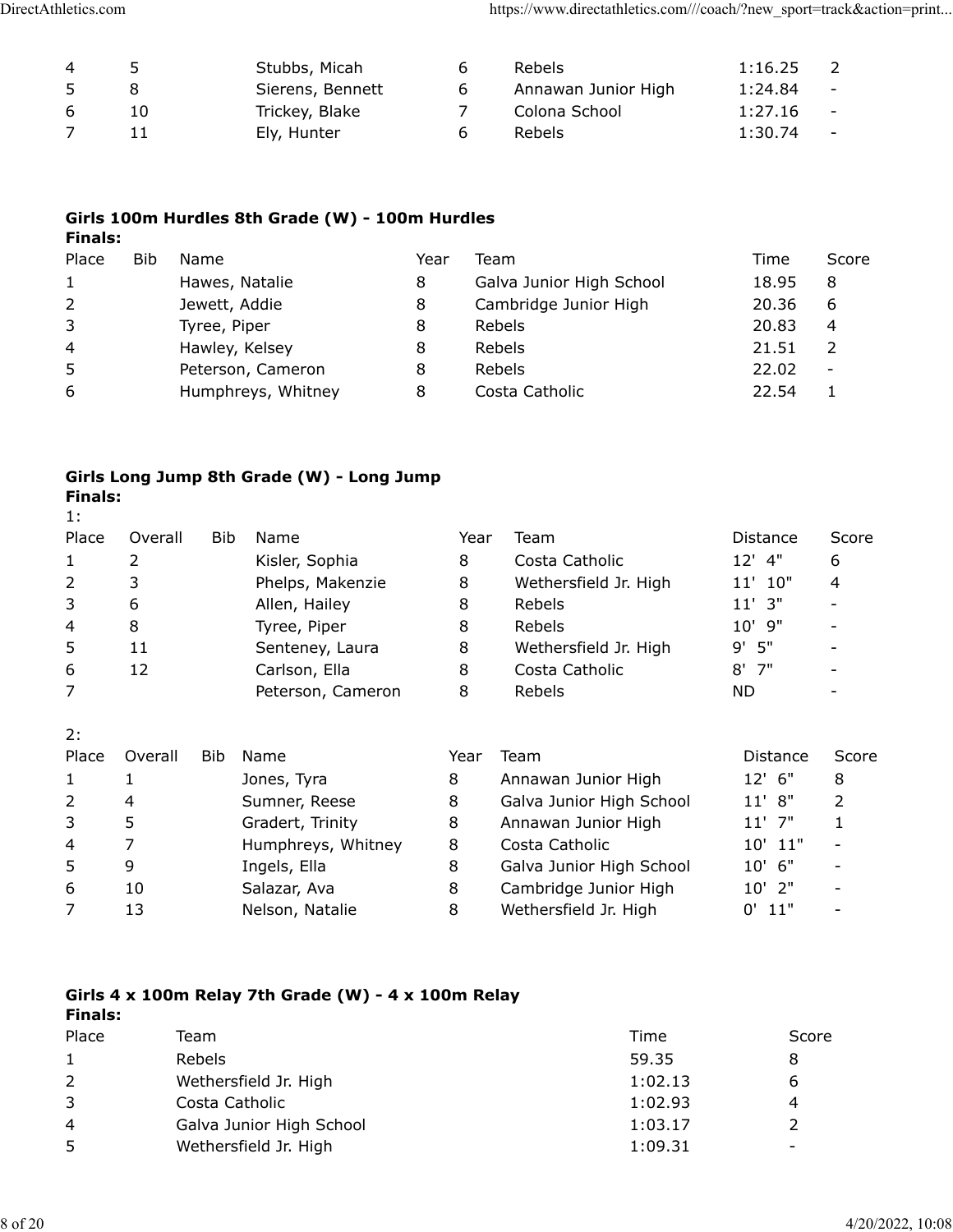| 4 | 5 | Stubbs, Micah | 6 | Rebels | 1:16.25 | 2 |
|---|---|---|---|---|---|---|
| 5 | 8 | Sierens, Bennett | 6 | Annawan Junior High | 1:24.84 | - |
| 6 | 10 | Trickey, Blake | 7 | Colona School | 1:27.16 | - |
| 7 | 11 | Ely, Hunter | 6 | Rebels | 1:30.74 | - |

### Girls 100m Hurdles 8th Grade (W) - 100m Hurdles

**Finals:**

| Place | Bib | Name | Year | Team | Time | Score |
|---|---|---|---|---|---|---|
| 1 | | Hawes, Natalie | 8 | Galva Junior High School | 18.95 | 8 |
| 2 | | Jewett, Addie | 8 | Cambridge Junior High | 20.36 | 6 |
| 3 | | Tyree, Piper | 8 | Rebels | 20.83 | 4 |
| 4 | | Hawley, Kelsey | 8 | Rebels | 21.51 | 2 |
| 5 | | Peterson, Cameron | 8 | Rebels | 22.02 | - |
| 6 | | Humphreys, Whitney | 8 | Costa Catholic | 22.54 | 1 |

### Girls Long Jump 8th Grade (W) - Long Jump

**Finals:**

1:

| Place | Overall | Bib | Name | Year | Team | Distance | Score |
|---|---|---|---|---|---|---|---|
| 1 | 2 | | Kisler, Sophia | 8 | Costa Catholic | 12' 4" | 6 |
| 2 | 3 | | Phelps, Makenzie | 8 | Wethersfield Jr. High | 11' 10" | 4 |
| 3 | 6 | | Allen, Hailey | 8 | Rebels | 11' 3" | - |
| 4 | 8 | | Tyree, Piper | 8 | Rebels | 10' 9" | - |
| 5 | 11 | | Senteney, Laura | 8 | Wethersfield Jr. High | 9' 5" | - |
| 6 | 12 | | Carlson, Ella | 8 | Costa Catholic | 8' 7" | - |
| 7 | | | Peterson, Cameron | 8 | Rebels | ND | - |

2:

| Place | Overall | Bib | Name | Year | Team | Distance | Score |
|---|---|---|---|---|---|---|---|
| 1 | 1 | | Jones, Tyra | 8 | Annawan Junior High | 12' 6" | 8 |
| 2 | 4 | | Sumner, Reese | 8 | Galva Junior High School | 11' 8" | 2 |
| 3 | 5 | | Gradert, Trinity | 8 | Annawan Junior High | 11' 7" | 1 |
| 4 | 7 | | Humphreys, Whitney | 8 | Costa Catholic | 10' 11" | - |
| 5 | 9 | | Ingels, Ella | 8 | Galva Junior High School | 10' 6" | - |
| 6 | 10 | | Salazar, Ava | 8 | Cambridge Junior High | 10' 2" | - |
| 7 | 13 | | Nelson, Natalie | 8 | Wethersfield Jr. High | 0' 11" | - |

### Girls 4 x 100m Relay 7th Grade (W) - 4 x 100m Relay

**Finals:**

| Place | Team | Time | Score |
|---|---|---|---|
| 1 | Rebels | 59.35 | 8 |
| 2 | Wethersfield Jr. High | 1:02.13 | 6 |
| 3 | Costa Catholic | 1:02.93 | 4 |
| 4 | Galva Junior High School | 1:03.17 | 2 |
| 5 | Wethersfield Jr. High | 1:09.31 | - |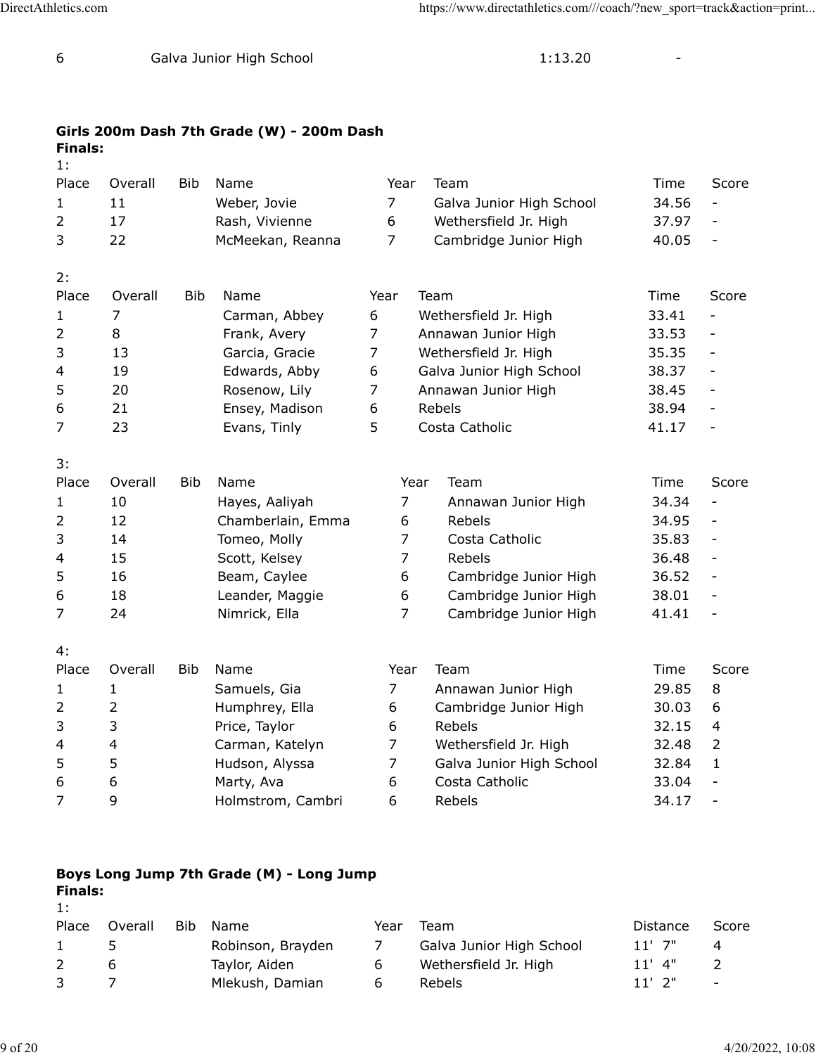| 6 | Galva Junior High School | 1:13.20 | - |
|---|---|---|---|

**Girls 200m Dash 7th Grade (W) - 200m Dash**

**Finals:**

1:

| Place | Overall | Bib | Name | Year | Team | Time | Score |
|---|---|---|---|---|---|---|---|
| 1 | 11 | | Weber, Jovie | 7 | Galva Junior High School | 34.56 | - |
| 2 | 17 | | Rash, Vivienne | 6 | Wethersfield Jr. High | 37.97 | - |
| 3 | 22 | | McMeekan, Reanna | 7 | Cambridge Junior High | 40.05 | - |

2:

| Place | Overall | Bib | Name | Year | Team | Time | Score |
|---|---|---|---|---|---|---|---|
| 1 | 7 | | Carman, Abbey | 6 | Wethersfield Jr. High | 33.41 | - |
| 2 | 8 | | Frank, Avery | 7 | Annawan Junior High | 33.53 | - |
| 3 | 13 | | Garcia, Gracie | 7 | Wethersfield Jr. High | 35.35 | - |
| 4 | 19 | | Edwards, Abby | 6 | Galva Junior High School | 38.37 | - |
| 5 | 20 | | Rosenow, Lily | 7 | Annawan Junior High | 38.45 | - |
| 6 | 21 | | Ensey, Madison | 6 | Rebels | 38.94 | - |
| 7 | 23 | | Evans, Tinly | 5 | Costa Catholic | 41.17 | - |

3:

| Place | Overall | Bib | Name | Year | Team | Time | Score |
|---|---|---|---|---|---|---|---|
| 1 | 10 | | Hayes, Aaliyah | 7 | Annawan Junior High | 34.34 | - |
| 2 | 12 | | Chamberlain, Emma | 6 | Rebels | 34.95 | - |
| 3 | 14 | | Tomeo, Molly | 7 | Costa Catholic | 35.83 | - |
| 4 | 15 | | Scott, Kelsey | 7 | Rebels | 36.48 | - |
| 5 | 16 | | Beam, Caylee | 6 | Cambridge Junior High | 36.52 | - |
| 6 | 18 | | Leander, Maggie | 6 | Cambridge Junior High | 38.01 | - |
| 7 | 24 | | Nimrick, Ella | 7 | Cambridge Junior High | 41.41 | - |

4:

| Place | Overall | Bib | Name | Year | Team | Time | Score |
|---|---|---|---|---|---|---|---|
| 1 | 1 | | Samuels, Gia | 7 | Annawan Junior High | 29.85 | 8 |
| 2 | 2 | | Humphrey, Ella | 6 | Cambridge Junior High | 30.03 | 6 |
| 3 | 3 | | Price, Taylor | 6 | Rebels | 32.15 | 4 |
| 4 | 4 | | Carman, Katelyn | 7 | Wethersfield Jr. High | 32.48 | 2 |
| 5 | 5 | | Hudson, Alyssa | 7 | Galva Junior High School | 32.84 | 1 |
| 6 | 6 | | Marty, Ava | 6 | Costa Catholic | 33.04 | - |
| 7 | 9 | | Holmstrom, Cambri | 6 | Rebels | 34.17 | - |

**Boys Long Jump 7th Grade (M) - Long Jump**

**Finals:**

1:

| Place | Overall | Bib | Name | Year | Team | Distance | Score |
|---|---|---|---|---|---|---|---|
| 1 | 5 | | Robinson, Brayden | 7 | Galva Junior High School | 11' 7" | 4 |
| 2 | 6 | | Taylor, Aiden | 6 | Wethersfield Jr. High | 11' 4" | 2 |
| 3 | 7 | | Mlekush, Damian | 6 | Rebels | 11' 2" | - |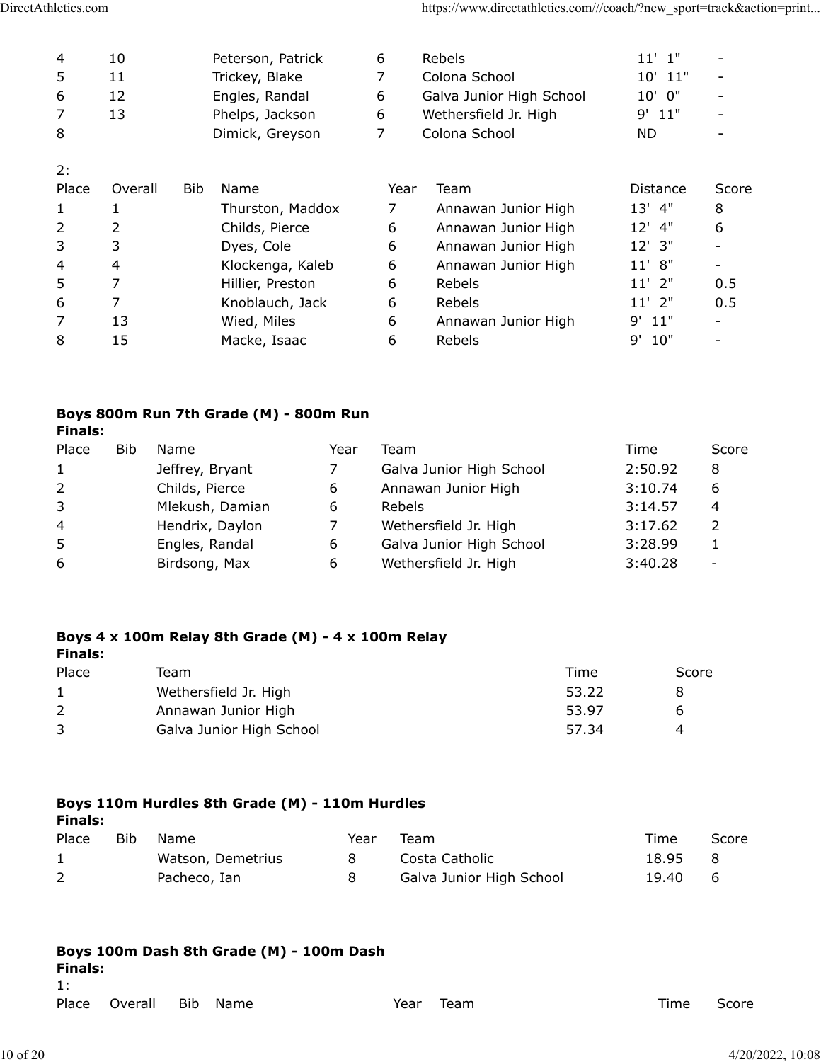| 4 | 10 | | Peterson, Patrick | 6 | Rebels | 11' 1" | - |
|---|---|---|---|---|---|---|---|
| 5 | 11 | | Trickey, Blake | 7 | Colona School | 10' 11" | - |
| 6 | 12 | | Engles, Randal | 6 | Galva Junior High School | 10' 0" | - |
| 7 | 13 | | Phelps, Jackson | 6 | Wethersfield Jr. High | 9' 11" | - |
| 8 | | | Dimick, Greyson | 7 | Colona School | ND | - |

2:

| Place | Overall | Bib | Name | Year | Team | Distance | Score |
|---|---|---|---|---|---|---|---|
| 1 | 1 | | Thurston, Maddox | 7 | Annawan Junior High | 13' 4" | 8 |
| 2 | 2 | | Childs, Pierce | 6 | Annawan Junior High | 12' 4" | 6 |
| 3 | 3 | | Dyes, Cole | 6 | Annawan Junior High | 12' 3" | - |
| 4 | 4 | | Klockenga, Kaleb | 6 | Annawan Junior High | 11' 8" | - |
| 5 | 7 | | Hillier, Preston | 6 | Rebels | 11' 2" | 0.5 |
| 6 | 7 | | Knoblauch, Jack | 6 | Rebels | 11' 2" | 0.5 |
| 7 | 13 | | Wied, Miles | 6 | Annawan Junior High | 9' 11" | - |
| 8 | 15 | | Macke, Isaac | 6 | Rebels | 9' 10" | - |

**Boys 800m Run 7th Grade (M) - 800m Run**
**Finals:**

| Place | Bib | Name | Year | Team | Time | Score |
|---|---|---|---|---|---|---|
| 1 | | Jeffrey, Bryant | 7 | Galva Junior High School | 2:50.92 | 8 |
| 2 | | Childs, Pierce | 6 | Annawan Junior High | 3:10.74 | 6 |
| 3 | | Mlekush, Damian | 6 | Rebels | 3:14.57 | 4 |
| 4 | | Hendrix, Daylon | 7 | Wethersfield Jr. High | 3:17.62 | 2 |
| 5 | | Engles, Randal | 6 | Galva Junior High School | 3:28.99 | 1 |
| 6 | | Birdsong, Max | 6 | Wethersfield Jr. High | 3:40.28 | - |

**Boys 4 x 100m Relay 8th Grade (M) - 4 x 100m Relay**
**Finals:**

| Place | Team | Time | Score |
|---|---|---|---|
| 1 | Wethersfield Jr. High | 53.22 | 8 |
| 2 | Annawan Junior High | 53.97 | 6 |
| 3 | Galva Junior High School | 57.34 | 4 |

**Boys 110m Hurdles 8th Grade (M) - 110m Hurdles**
**Finals:**

| Place | Bib | Name | Year | Team | Time | Score |
|---|---|---|---|---|---|---|
| 1 | | Watson, Demetrius | 8 | Costa Catholic | 18.95 | 8 |
| 2 | | Pacheco, Ian | 8 | Galva Junior High School | 19.40 | 6 |

**Boys 100m Dash 8th Grade (M) - 100m Dash**
**Finals:**

1:

| Place | Overall | Bib | Name | Year | Team | Time | Score |
|---|---|---|---|---|---|---|---|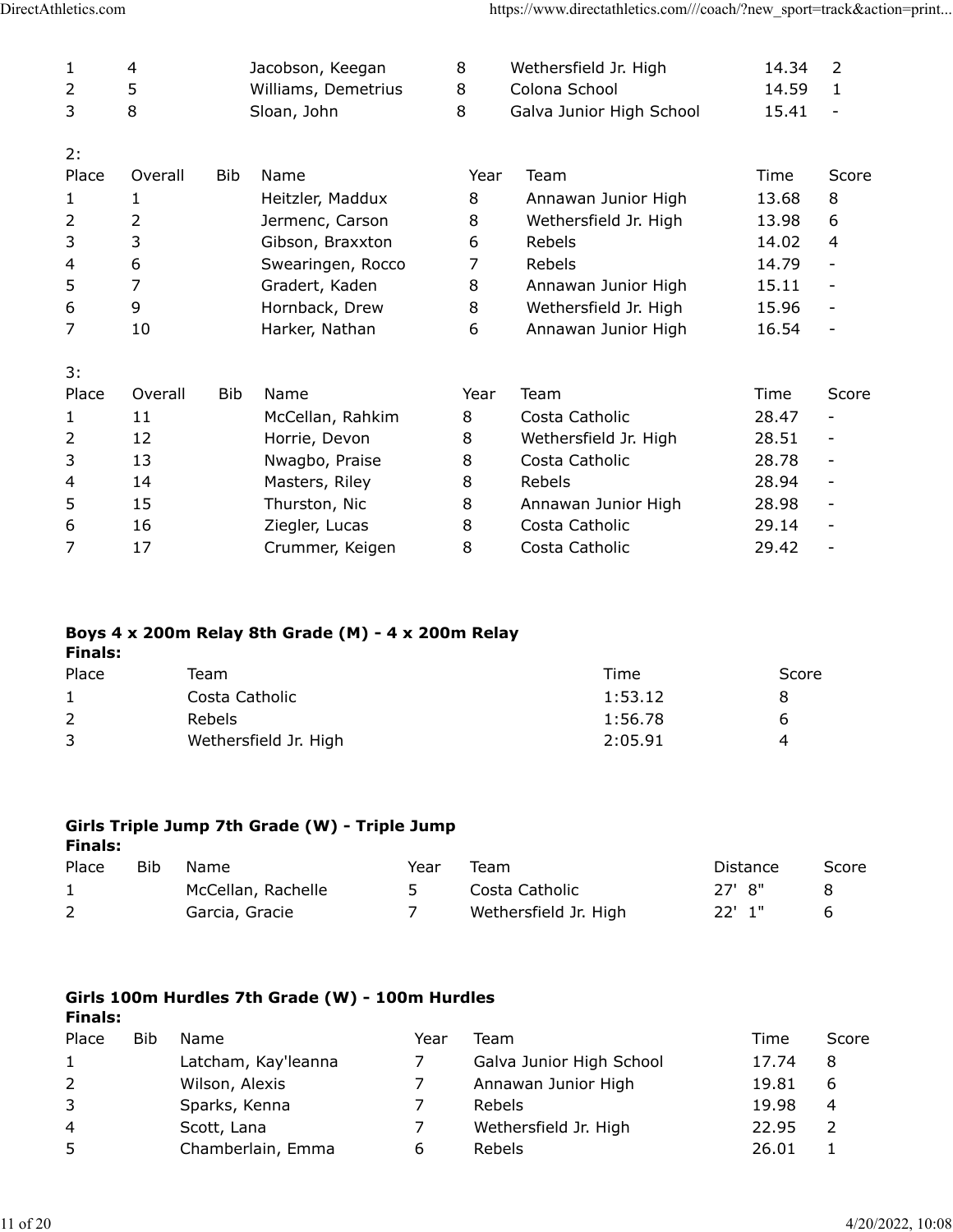| | | | | | | | |
|---|---|---|---|---|---|---|---|
| 1 | 4 | | Jacobson, Keegan | 8 | Wethersfield Jr. High | 14.34 | 2 |
| 2 | 5 | | Williams, Demetrius | 8 | Colona School | 14.59 | 1 |
| 3 | 8 | | Sloan, John | 8 | Galva Junior High School | 15.41 | - |

2:

| Place | Overall | Bib | Name | Year | Team | Time | Score |
|---|---|---|---|---|---|---|---|
| 1 | 1 | | Heitzler, Maddux | 8 | Annawan Junior High | 13.68 | 8 |
| 2 | 2 | | Jermenc, Carson | 8 | Wethersfield Jr. High | 13.98 | 6 |
| 3 | 3 | | Gibson, Braxxton | 6 | Rebels | 14.02 | 4 |
| 4 | 6 | | Swearingen, Rocco | 7 | Rebels | 14.79 | - |
| 5 | 7 | | Gradert, Kaden | 8 | Annawan Junior High | 15.11 | - |
| 6 | 9 | | Hornback, Drew | 8 | Wethersfield Jr. High | 15.96 | - |
| 7 | 10 | | Harker, Nathan | 6 | Annawan Junior High | 16.54 | - |

3:

| Place | Overall | Bib | Name | Year | Team | Time | Score |
|---|---|---|---|---|---|---|---|
| 1 | 11 | | McCellan, Rahkim | 8 | Costa Catholic | 28.47 | - |
| 2 | 12 | | Horrie, Devon | 8 | Wethersfield Jr. High | 28.51 | - |
| 3 | 13 | | Nwagbo, Praise | 8 | Costa Catholic | 28.78 | - |
| 4 | 14 | | Masters, Riley | 8 | Rebels | 28.94 | - |
| 5 | 15 | | Thurston, Nic | 8 | Annawan Junior High | 28.98 | - |
| 6 | 16 | | Ziegler, Lucas | 8 | Costa Catholic | 29.14 | - |
| 7 | 17 | | Crummer, Keigen | 8 | Costa Catholic | 29.42 | - |

**Boys 4 x 200m Relay 8th Grade (M) - 4 x 200m Relay**
**Finals:**

| Place | Team | Time | Score |
|---|---|---|---|
| 1 | Costa Catholic | 1:53.12 | 8 |
| 2 | Rebels | 1:56.78 | 6 |
| 3 | Wethersfield Jr. High | 2:05.91 | 4 |

**Girls Triple Jump 7th Grade (W) - Triple Jump**
**Finals:**

| Place | Bib | Name | Year | Team | Distance | Score |
|---|---|---|---|---|---|---|
| 1 | | McCellan, Rachelle | 5 | Costa Catholic | 27' 8" | 8 |
| 2 | | Garcia, Gracie | 7 | Wethersfield Jr. High | 22' 1" | 6 |

**Girls 100m Hurdles 7th Grade (W) - 100m Hurdles**
**Finals:**

| Place | Bib | Name | Year | Team | Time | Score |
|---|---|---|---|---|---|---|
| 1 | | Latcham, Kay'leanna | 7 | Galva Junior High School | 17.74 | 8 |
| 2 | | Wilson, Alexis | 7 | Annawan Junior High | 19.81 | 6 |
| 3 | | Sparks, Kenna | 7 | Rebels | 19.98 | 4 |
| 4 | | Scott, Lana | 7 | Wethersfield Jr. High | 22.95 | 2 |
| 5 | | Chamberlain, Emma | 6 | Rebels | 26.01 | 1 |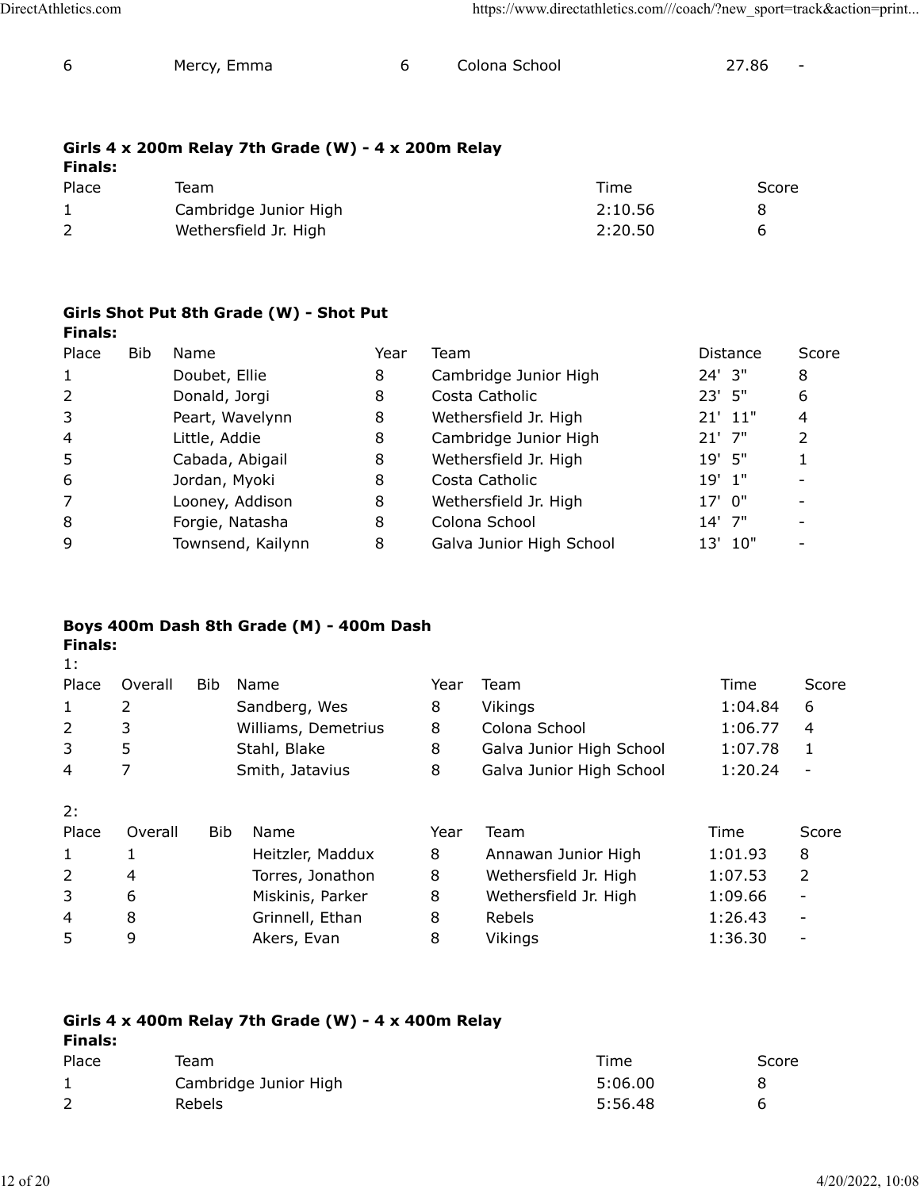| 6 | Mercy, Emma | 6 | Colona School | 27.86 | - |
|---|---|---|---|---|---|

**Girls 4 x 200m Relay 7th Grade (W) - 4 x 200m Relay**

**Finals:**

| Place | Team | Time | Score |
|---|---|---|---|
| 1 | Cambridge Junior High | 2:10.56 | 8 |
| 2 | Wethersfield Jr. High | 2:20.50 | 6 |

**Girls Shot Put 8th Grade (W) - Shot Put**

**Finals:**

| Place | Bib | Name | Year | Team | Distance | Score |
|---|---|---|---|---|---|---|
| 1 | | Doubet, Ellie | 8 | Cambridge Junior High | 24' 3" | 8 |
| 2 | | Donald, Jorgi | 8 | Costa Catholic | 23' 5" | 6 |
| 3 | | Peart, Wavelynn | 8 | Wethersfield Jr. High | 21' 11" | 4 |
| 4 | | Little, Addie | 8 | Cambridge Junior High | 21' 7" | 2 |
| 5 | | Cabada, Abigail | 8 | Wethersfield Jr. High | 19' 5" | 1 |
| 6 | | Jordan, Myoki | 8 | Costa Catholic | 19' 1" | - |
| 7 | | Looney, Addison | 8 | Wethersfield Jr. High | 17' 0" | - |
| 8 | | Forgie, Natasha | 8 | Colona School | 14' 7" | - |
| 9 | | Townsend, Kailynn | 8 | Galva Junior High School | 13' 10" | - |

**Boys 400m Dash 8th Grade (M) - 400m Dash**

**Finals:**

1:

| Place | Overall | Bib | Name | Year | Team | Time | Score |
|---|---|---|---|---|---|---|---|
| 1 | 2 | | Sandberg, Wes | 8 | Vikings | 1:04.84 | 6 |
| 2 | 3 | | Williams, Demetrius | 8 | Colona School | 1:06.77 | 4 |
| 3 | 5 | | Stahl, Blake | 8 | Galva Junior High School | 1:07.78 | 1 |
| 4 | 7 | | Smith, Jatavius | 8 | Galva Junior High School | 1:20.24 | - |

2:

| Place | Overall | Bib | Name | Year | Team | Time | Score |
|---|---|---|---|---|---|---|---|
| 1 | 1 | | Heitzler, Maddux | 8 | Annawan Junior High | 1:01.93 | 8 |
| 2 | 4 | | Torres, Jonathon | 8 | Wethersfield Jr. High | 1:07.53 | 2 |
| 3 | 6 | | Miskinis, Parker | 8 | Wethersfield Jr. High | 1:09.66 | - |
| 4 | 8 | | Grinnell, Ethan | 8 | Rebels | 1:26.43 | - |
| 5 | 9 | | Akers, Evan | 8 | Vikings | 1:36.30 | - |

**Girls 4 x 400m Relay 7th Grade (W) - 4 x 400m Relay**

**Finals:**

| Place | Team | Time | Score |
|---|---|---|---|
| 1 | Cambridge Junior High | 5:06.00 | 8 |
| 2 | Rebels | 5:56.48 | 6 |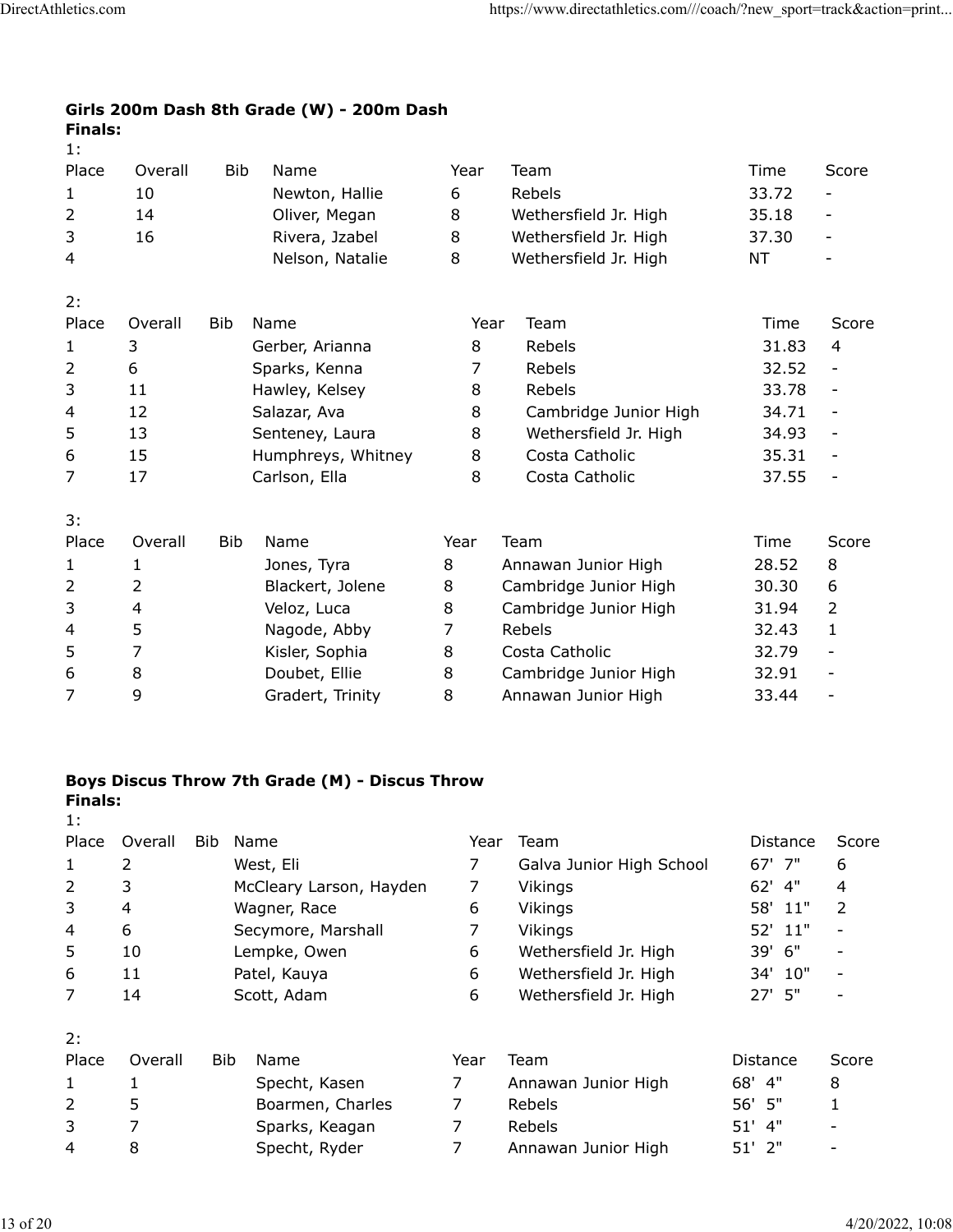**Girls 200m Dash 8th Grade (W) - 200m Dash**

**Finals:**

1:

| Place | Overall | Bib | Name | Year | Team | Time | Score |
|---|---|---|---|---|---|---|---|
| 1 | 10 | | Newton, Hallie | 6 | Rebels | 33.72 | - |
| 2 | 14 | | Oliver, Megan | 8 | Wethersfield Jr. High | 35.18 | - |
| 3 | 16 | | Rivera, Jzabel | 8 | Wethersfield Jr. High | 37.30 | - |
| 4 | | | Nelson, Natalie | 8 | Wethersfield Jr. High | NT | - |

2:

| Place | Overall | Bib | Name | Year | Team | Time | Score |
|---|---|---|---|---|---|---|---|
| 1 | 3 | | Gerber, Arianna | 8 | Rebels | 31.83 | 4 |
| 2 | 6 | | Sparks, Kenna | 7 | Rebels | 32.52 | - |
| 3 | 11 | | Hawley, Kelsey | 8 | Rebels | 33.78 | - |
| 4 | 12 | | Salazar, Ava | 8 | Cambridge Junior High | 34.71 | - |
| 5 | 13 | | Senteney, Laura | 8 | Wethersfield Jr. High | 34.93 | - |
| 6 | 15 | | Humphreys, Whitney | 8 | Costa Catholic | 35.31 | - |
| 7 | 17 | | Carlson, Ella | 8 | Costa Catholic | 37.55 | - |

3:

| Place | Overall | Bib | Name | Year | Team | Time | Score |
|---|---|---|---|---|---|---|---|
| 1 | 1 | | Jones, Tyra | 8 | Annawan Junior High | 28.52 | 8 |
| 2 | 2 | | Blackert, Jolene | 8 | Cambridge Junior High | 30.30 | 6 |
| 3 | 4 | | Veloz, Luca | 8 | Cambridge Junior High | 31.94 | 2 |
| 4 | 5 | | Nagode, Abby | 7 | Rebels | 32.43 | 1 |
| 5 | 7 | | Kisler, Sophia | 8 | Costa Catholic | 32.79 | - |
| 6 | 8 | | Doubet, Ellie | 8 | Cambridge Junior High | 32.91 | - |
| 7 | 9 | | Gradert, Trinity | 8 | Annawan Junior High | 33.44 | - |

**Boys Discus Throw 7th Grade (M) - Discus Throw**

**Finals:**

1:

| Place | Overall | Bib | Name | Year | Team | Distance | Score |
|---|---|---|---|---|---|---|---|
| 1 | 2 | | West, Eli | 7 | Galva Junior High School | 67' 7" | 6 |
| 2 | 3 | | McCleary Larson, Hayden | 7 | Vikings | 62' 4" | 4 |
| 3 | 4 | | Wagner, Race | 6 | Vikings | 58' 11" | 2 |
| 4 | 6 | | Secymore, Marshall | 7 | Vikings | 52' 11" | - |
| 5 | 10 | | Lempke, Owen | 6 | Wethersfield Jr. High | 39' 6" | - |
| 6 | 11 | | Patel, Kauya | 6 | Wethersfield Jr. High | 34' 10" | - |
| 7 | 14 | | Scott, Adam | 6 | Wethersfield Jr. High | 27' 5" | - |

2:

| Place | Overall | Bib | Name | Year | Team | Distance | Score |
|---|---|---|---|---|---|---|---|
| 1 | 1 | | Specht, Kasen | 7 | Annawan Junior High | 68' 4" | 8 |
| 2 | 5 | | Boarmen, Charles | 7 | Rebels | 56' 5" | 1 |
| 3 | 7 | | Sparks, Keagan | 7 | Rebels | 51' 4" | - |
| 4 | 8 | | Specht, Ryder | 7 | Annawan Junior High | 51' 2" | - |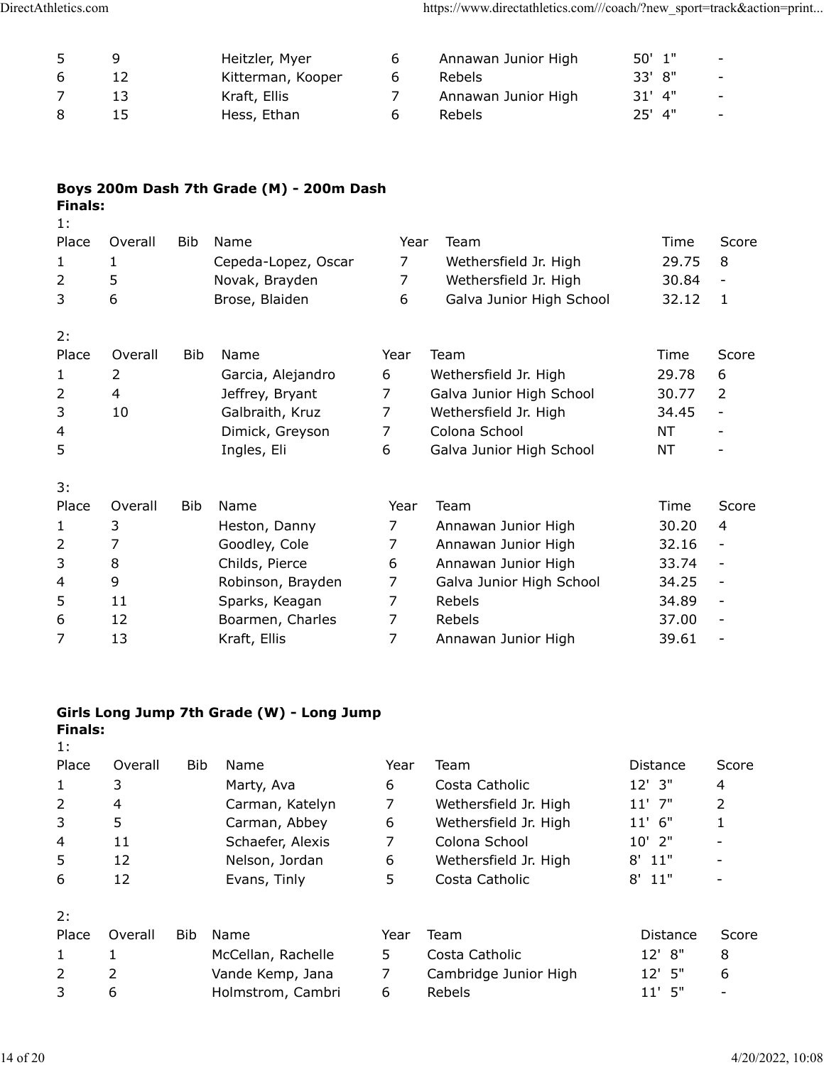| | | | | | | | |
|---|---|---|---|---|---|---|---|
| 5 | 9 | | Heitzler, Myer | 6 | Annawan Junior High | 50' 1" | - |
| 6 | 12 | | Kitterman, Kooper | 6 | Rebels | 33' 8" | - |
| 7 | 13 | | Kraft, Ellis | 7 | Annawan Junior High | 31' 4" | - |
| 8 | 15 | | Hess, Ethan | 6 | Rebels | 25' 4" | - |

**Boys 200m Dash 7th Grade (M) - 200m Dash**
**Finals:**

1:

| Place | Overall | Bib | Name | Year | Team | Time | Score |
|---|---|---|---|---|---|---|---|
| 1 | 1 | | Cepeda-Lopez, Oscar | 7 | Wethersfield Jr. High | 29.75 | 8 |
| 2 | 5 | | Novak, Brayden | 7 | Wethersfield Jr. High | 30.84 | - |
| 3 | 6 | | Brose, Blaiden | 6 | Galva Junior High School | 32.12 | 1 |

2:

| Place | Overall | Bib | Name | Year | Team | Time | Score |
|---|---|---|---|---|---|---|---|
| 1 | 2 | | Garcia, Alejandro | 6 | Wethersfield Jr. High | 29.78 | 6 |
| 2 | 4 | | Jeffrey, Bryant | 7 | Galva Junior High School | 30.77 | 2 |
| 3 | 10 | | Galbraith, Kruz | 7 | Wethersfield Jr. High | 34.45 | - |
| 4 | | | Dimick, Greyson | 7 | Colona School | NT | - |
| 5 | | | Ingles, Eli | 6 | Galva Junior High School | NT | - |

3:

| Place | Overall | Bib | Name | Year | Team | Time | Score |
|---|---|---|---|---|---|---|---|
| 1 | 3 | | Heston, Danny | 7 | Annawan Junior High | 30.20 | 4 |
| 2 | 7 | | Goodley, Cole | 7 | Annawan Junior High | 32.16 | - |
| 3 | 8 | | Childs, Pierce | 6 | Annawan Junior High | 33.74 | - |
| 4 | 9 | | Robinson, Brayden | 7 | Galva Junior High School | 34.25 | - |
| 5 | 11 | | Sparks, Keagan | 7 | Rebels | 34.89 | - |
| 6 | 12 | | Boarmen, Charles | 7 | Rebels | 37.00 | - |
| 7 | 13 | | Kraft, Ellis | 7 | Annawan Junior High | 39.61 | - |

**Girls Long Jump 7th Grade (W) - Long Jump**
**Finals:**

1:

| Place | Overall | Bib | Name | Year | Team | Distance | Score |
|---|---|---|---|---|---|---|---|
| 1 | 3 | | Marty, Ava | 6 | Costa Catholic | 12' 3" | 4 |
| 2 | 4 | | Carman, Katelyn | 7 | Wethersfield Jr. High | 11' 7" | 2 |
| 3 | 5 | | Carman, Abbey | 6 | Wethersfield Jr. High | 11' 6" | 1 |
| 4 | 11 | | Schaefer, Alexis | 7 | Colona School | 10' 2" | - |
| 5 | 12 | | Nelson, Jordan | 6 | Wethersfield Jr. High | 8' 11" | - |
| 6 | 12 | | Evans, Tinly | 5 | Costa Catholic | 8' 11" | - |

2:

| Place | Overall | Bib | Name | Year | Team | Distance | Score |
|---|---|---|---|---|---|---|---|
| 1 | 1 | | McCellan, Rachelle | 5 | Costa Catholic | 12' 8" | 8 |
| 2 | 2 | | Vande Kemp, Jana | 7 | Cambridge Junior High | 12' 5" | 6 |
| 3 | 6 | | Holmstrom, Cambri | 6 | Rebels | 11' 5" | - |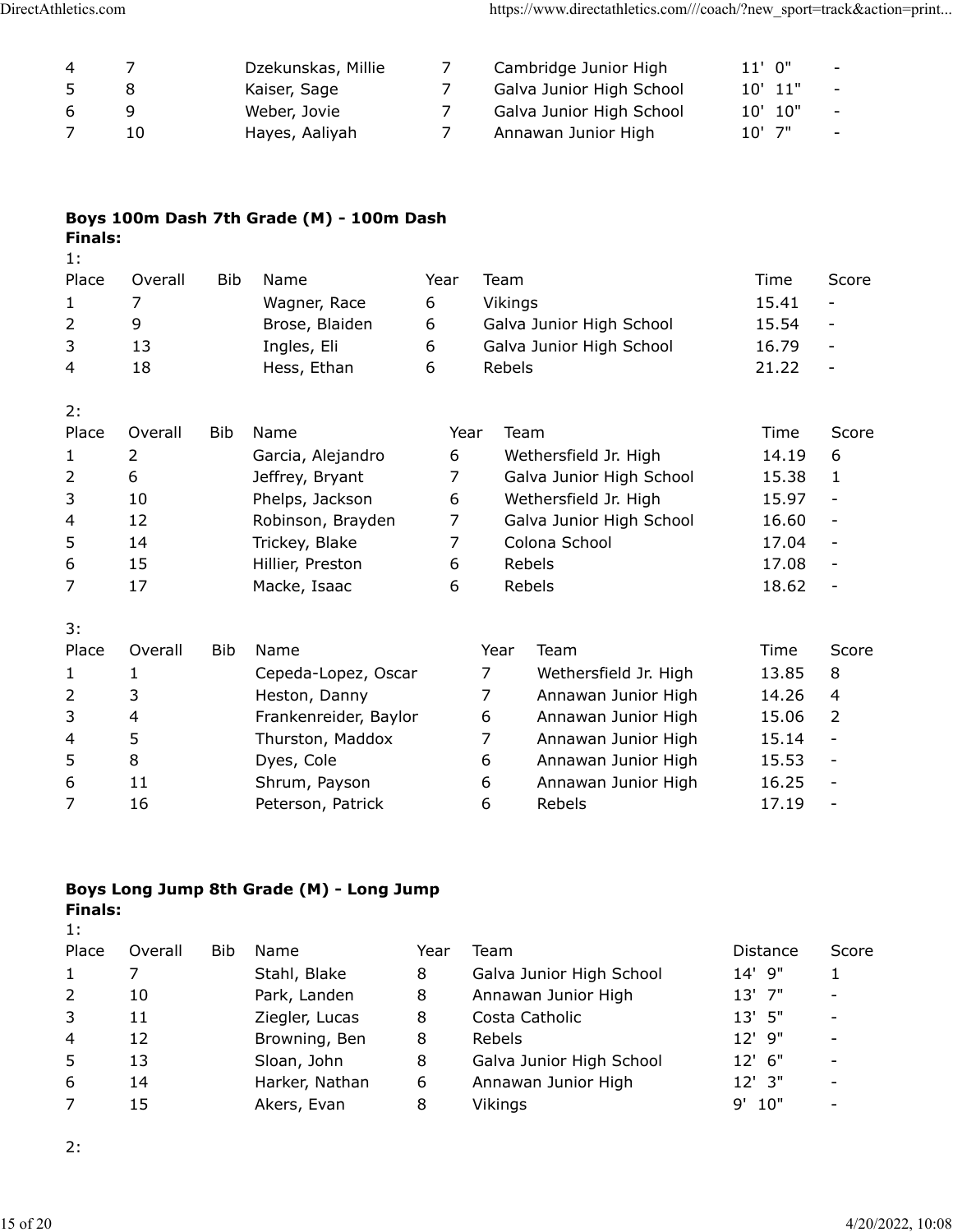| 4 | 7 | Dzekunskas, Millie | 7 | Cambridge Junior High | 11' 0" | - |
|---|---|---|---|---|---|---|
| 5 | 8 | Kaiser, Sage | 7 | Galva Junior High School | 10' 11" | - |
| 6 | 9 | Weber, Jovie | 7 | Galva Junior High School | 10' 10" | - |
| 7 | 10 | Hayes, Aaliyah | 7 | Annawan Junior High | 10' 7" | - |

**Boys 100m Dash 7th Grade (M) - 100m Dash**
**Finals:**

1:

| Place | Overall | Bib | Name | Year | Team | Time | Score |
|---|---|---|---|---|---|---|---|
| 1 | 7 | | Wagner, Race | 6 | Vikings | 15.41 | - |
| 2 | 9 | | Brose, Blaiden | 6 | Galva Junior High School | 15.54 | - |
| 3 | 13 | | Ingles, Eli | 6 | Galva Junior High School | 16.79 | - |
| 4 | 18 | | Hess, Ethan | 6 | Rebels | 21.22 | - |

2:

| Place | Overall | Bib | Name | Year | Team | Time | Score |
|---|---|---|---|---|---|---|---|
| 1 | 2 | | Garcia, Alejandro | 6 | Wethersfield Jr. High | 14.19 | 6 |
| 2 | 6 | | Jeffrey, Bryant | 7 | Galva Junior High School | 15.38 | 1 |
| 3 | 10 | | Phelps, Jackson | 6 | Wethersfield Jr. High | 15.97 | - |
| 4 | 12 | | Robinson, Brayden | 7 | Galva Junior High School | 16.60 | - |
| 5 | 14 | | Trickey, Blake | 7 | Colona School | 17.04 | - |
| 6 | 15 | | Hillier, Preston | 6 | Rebels | 17.08 | - |
| 7 | 17 | | Macke, Isaac | 6 | Rebels | 18.62 | - |

3:

| Place | Overall | Bib | Name | Year | Team | Time | Score |
|---|---|---|---|---|---|---|---|
| 1 | 1 | | Cepeda-Lopez, Oscar | 7 | Wethersfield Jr. High | 13.85 | 8 |
| 2 | 3 | | Heston, Danny | 7 | Annawan Junior High | 14.26 | 4 |
| 3 | 4 | | Frankenreider, Baylor | 6 | Annawan Junior High | 15.06 | 2 |
| 4 | 5 | | Thurston, Maddox | 7 | Annawan Junior High | 15.14 | - |
| 5 | 8 | | Dyes, Cole | 6 | Annawan Junior High | 15.53 | - |
| 6 | 11 | | Shrum, Payson | 6 | Annawan Junior High | 16.25 | - |
| 7 | 16 | | Peterson, Patrick | 6 | Rebels | 17.19 | - |

**Boys Long Jump 8th Grade (M) - Long Jump**
**Finals:**

1:

| Place | Overall | Bib | Name | Year | Team | Distance | Score |
|---|---|---|---|---|---|---|---|
| 1 | 7 | | Stahl, Blake | 8 | Galva Junior High School | 14' 9" | 1 |
| 2 | 10 | | Park, Landen | 8 | Annawan Junior High | 13' 7" | - |
| 3 | 11 | | Ziegler, Lucas | 8 | Costa Catholic | 13' 5" | - |
| 4 | 12 | | Browning, Ben | 8 | Rebels | 12' 9" | - |
| 5 | 13 | | Sloan, John | 8 | Galva Junior High School | 12' 6" | - |
| 6 | 14 | | Harker, Nathan | 6 | Annawan Junior High | 12' 3" | - |
| 7 | 15 | | Akers, Evan | 8 | Vikings | 9' 10" | - |

2: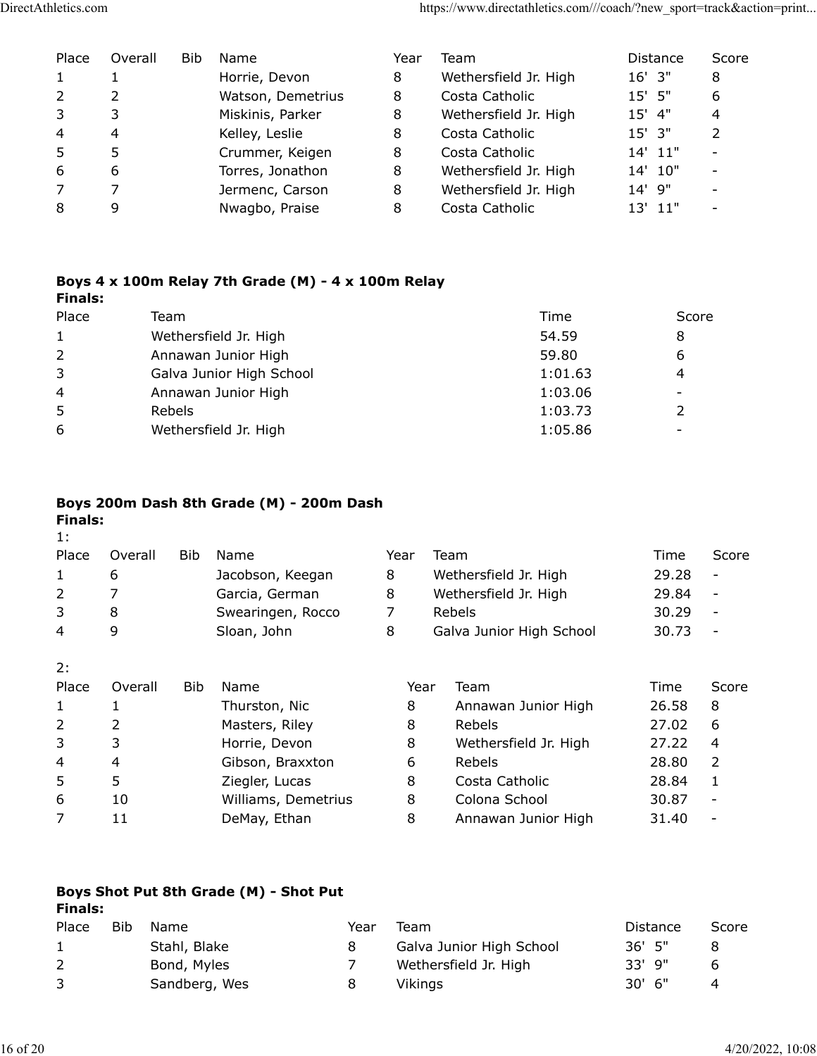| Place | Overall | Bib | Name | Year | Team | Distance | Score |
|---|---|---|---|---|---|---|---|
| 1 | 1 | | Horrie, Devon | 8 | Wethersfield Jr. High | 16' 3" | 8 |
| 2 | 2 | | Watson, Demetrius | 8 | Costa Catholic | 15' 5" | 6 |
| 3 | 3 | | Miskinis, Parker | 8 | Wethersfield Jr. High | 15' 4" | 4 |
| 4 | 4 | | Kelley, Leslie | 8 | Costa Catholic | 15' 3" | 2 |
| 5 | 5 | | Crummer, Keigen | 8 | Costa Catholic | 14' 11" | - |
| 6 | 6 | | Torres, Jonathon | 8 | Wethersfield Jr. High | 14' 10" | - |
| 7 | 7 | | Jermenc, Carson | 8 | Wethersfield Jr. High | 14' 9" | - |
| 8 | 9 | | Nwagbo, Praise | 8 | Costa Catholic | 13' 11" | - |

**Boys 4 x 100m Relay 7th Grade (M) - 4 x 100m Relay**

**Finals:**

| Place | Team | Time | Score |
|---|---|---|---|
| 1 | Wethersfield Jr. High | 54.59 | 8 |
| 2 | Annawan Junior High | 59.80 | 6 |
| 3 | Galva Junior High School | 1:01.63 | 4 |
| 4 | Annawan Junior High | 1:03.06 | - |
| 5 | Rebels | 1:03.73 | 2 |
| 6 | Wethersfield Jr. High | 1:05.86 | - |

**Boys 200m Dash 8th Grade (M) - 200m Dash**

**Finals:**

1:

| Place | Overall | Bib | Name | Year | Team | Time | Score |
|---|---|---|---|---|---|---|---|
| 1 | 6 | | Jacobson, Keegan | 8 | Wethersfield Jr. High | 29.28 | - |
| 2 | 7 | | Garcia, German | 8 | Wethersfield Jr. High | 29.84 | - |
| 3 | 8 | | Swearingen, Rocco | 7 | Rebels | 30.29 | - |
| 4 | 9 | | Sloan, John | 8 | Galva Junior High School | 30.73 | - |

2:

| Place | Overall | Bib | Name | Year | Team | Time | Score |
|---|---|---|---|---|---|---|---|
| 1 | 1 | | Thurston, Nic | 8 | Annawan Junior High | 26.58 | 8 |
| 2 | 2 | | Masters, Riley | 8 | Rebels | 27.02 | 6 |
| 3 | 3 | | Horrie, Devon | 8 | Wethersfield Jr. High | 27.22 | 4 |
| 4 | 4 | | Gibson, Braxxton | 6 | Rebels | 28.80 | 2 |
| 5 | 5 | | Ziegler, Lucas | 8 | Costa Catholic | 28.84 | 1 |
| 6 | 10 | | Williams, Demetrius | 8 | Colona School | 30.87 | - |
| 7 | 11 | | DeMay, Ethan | 8 | Annawan Junior High | 31.40 | - |

**Boys Shot Put 8th Grade (M) - Shot Put**

**Finals:**

| Place | Bib | Name | Year | Team | Distance | Score |
|---|---|---|---|---|---|---|
| 1 | | Stahl, Blake | 8 | Galva Junior High School | 36' 5" | 8 |
| 2 | | Bond, Myles | 7 | Wethersfield Jr. High | 33' 9" | 6 |
| 3 | | Sandberg, Wes | 8 | Vikings | 30' 6" | 4 |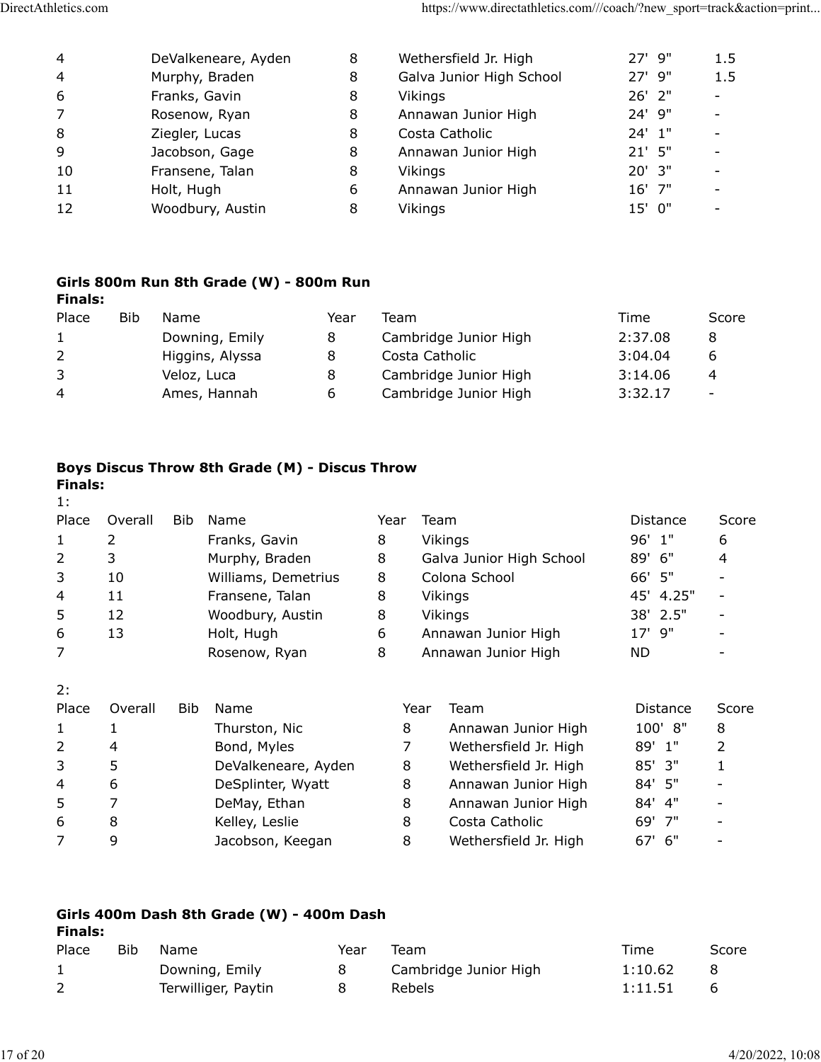| | | | | | |
|---|---|---|---|---|---|
| 4 | DeValkeneare, Ayden | 8 | Wethersfield Jr. High | 27' 9" | 1.5 |
| 4 | Murphy, Braden | 8 | Galva Junior High School | 27' 9" | 1.5 |
| 6 | Franks, Gavin | 8 | Vikings | 26' 2" | - |
| 7 | Rosenow, Ryan | 8 | Annawan Junior High | 24' 9" | - |
| 8 | Ziegler, Lucas | 8 | Costa Catholic | 24' 1" | - |
| 9 | Jacobson, Gage | 8 | Annawan Junior High | 21' 5" | - |
| 10 | Fransene, Talan | 8 | Vikings | 20' 3" | - |
| 11 | Holt, Hugh | 6 | Annawan Junior High | 16' 7" | - |
| 12 | Woodbury, Austin | 8 | Vikings | 15' 0" | - |

**Girls 800m Run 8th Grade (W) - 800m Run**

**Finals:**

| Place | Bib | Name | Year | Team | Time | Score |
|---|---|---|---|---|---|---|
| 1 | | Downing, Emily | 8 | Cambridge Junior High | 2:37.08 | 8 |
| 2 | | Higgins, Alyssa | 8 | Costa Catholic | 3:04.04 | 6 |
| 3 | | Veloz, Luca | 8 | Cambridge Junior High | 3:14.06 | 4 |
| 4 | | Ames, Hannah | 6 | Cambridge Junior High | 3:32.17 | - |

**Boys Discus Throw 8th Grade (M) - Discus Throw**

**Finals:**

1:

| Place | Overall | Bib | Name | Year | Team | Distance | Score |
|---|---|---|---|---|---|---|---|
| 1 | 2 | | Franks, Gavin | 8 | Vikings | 96' 1" | 6 |
| 2 | 3 | | Murphy, Braden | 8 | Galva Junior High School | 89' 6" | 4 |
| 3 | 10 | | Williams, Demetrius | 8 | Colona School | 66' 5" | - |
| 4 | 11 | | Fransene, Talan | 8 | Vikings | 45' 4.25" | - |
| 5 | 12 | | Woodbury, Austin | 8 | Vikings | 38' 2.5" | - |
| 6 | 13 | | Holt, Hugh | 6 | Annawan Junior High | 17' 9" | - |
| 7 | | | Rosenow, Ryan | 8 | Annawan Junior High | ND | - |

2:

| Place | Overall | Bib | Name | Year | Team | Distance | Score |
|---|---|---|---|---|---|---|---|
| 1 | 1 | | Thurston, Nic | 8 | Annawan Junior High | 100' 8" | 8 |
| 2 | 4 | | Bond, Myles | 7 | Wethersfield Jr. High | 89' 1" | 2 |
| 3 | 5 | | DeValkeneare, Ayden | 8 | Wethersfield Jr. High | 85' 3" | 1 |
| 4 | 6 | | DeSplinter, Wyatt | 8 | Annawan Junior High | 84' 5" | - |
| 5 | 7 | | DeMay, Ethan | 8 | Annawan Junior High | 84' 4" | - |
| 6 | 8 | | Kelley, Leslie | 8 | Costa Catholic | 69' 7" | - |
| 7 | 9 | | Jacobson, Keegan | 8 | Wethersfield Jr. High | 67' 6" | - |

**Girls 400m Dash 8th Grade (W) - 400m Dash**

**Finals:**

| Place | Bib | Name | Year | Team | Time | Score |
|---|---|---|---|---|---|---|
| 1 | | Downing, Emily | 8 | Cambridge Junior High | 1:10.62 | 8 |
| 2 | | Terwilliger, Paytin | 8 | Rebels | 1:11.51 | 6 |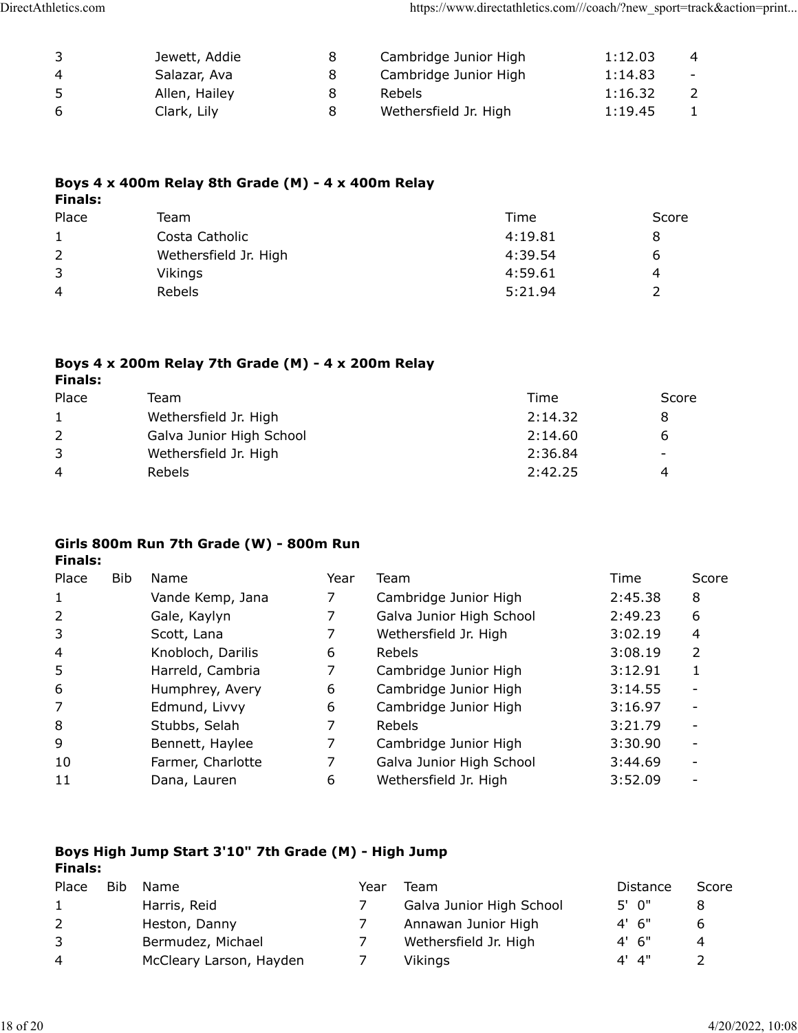| | | | | | |
|---|---|---|---|---|---|
| 3 | Jewett, Addie | 8 | Cambridge Junior High | 1:12.03 | 4 |
| 4 | Salazar, Ava | 8 | Cambridge Junior High | 1:14.83 | - |
| 5 | Allen, Hailey | 8 | Rebels | 1:16.32 | 2 |
| 6 | Clark, Lily | 8 | Wethersfield Jr. High | 1:19.45 | 1 |

**Boys 4 x 400m Relay 8th Grade (M) - 4 x 400m Relay**

**Finals:**

| Place | Team | Time | Score |
|---|---|---|---|
| 1 | Costa Catholic | 4:19.81 | 8 |
| 2 | Wethersfield Jr. High | 4:39.54 | 6 |
| 3 | Vikings | 4:59.61 | 4 |
| 4 | Rebels | 5:21.94 | 2 |

**Boys 4 x 200m Relay 7th Grade (M) - 4 x 200m Relay**

**Finals:**

| Place | Team | Time | Score |
|---|---|---|---|
| 1 | Wethersfield Jr. High | 2:14.32 | 8 |
| 2 | Galva Junior High School | 2:14.60 | 6 |
| 3 | Wethersfield Jr. High | 2:36.84 | - |
| 4 | Rebels | 2:42.25 | 4 |

**Girls 800m Run 7th Grade (W) - 800m Run**

**Finals:**

| Place | Bib | Name | Year | Team | Time | Score |
|---|---|---|---|---|---|---|
| 1 | | Vande Kemp, Jana | 7 | Cambridge Junior High | 2:45.38 | 8 |
| 2 | | Gale, Kaylyn | 7 | Galva Junior High School | 2:49.23 | 6 |
| 3 | | Scott, Lana | 7 | Wethersfield Jr. High | 3:02.19 | 4 |
| 4 | | Knobloch, Darilis | 6 | Rebels | 3:08.19 | 2 |
| 5 | | Harreld, Cambria | 7 | Cambridge Junior High | 3:12.91 | 1 |
| 6 | | Humphrey, Avery | 6 | Cambridge Junior High | 3:14.55 | - |
| 7 | | Edmund, Livvy | 6 | Cambridge Junior High | 3:16.97 | - |
| 8 | | Stubbs, Selah | 7 | Rebels | 3:21.79 | - |
| 9 | | Bennett, Haylee | 7 | Cambridge Junior High | 3:30.90 | - |
| 10 | | Farmer, Charlotte | 7 | Galva Junior High School | 3:44.69 | - |
| 11 | | Dana, Lauren | 6 | Wethersfield Jr. High | 3:52.09 | - |

**Boys High Jump Start 3'10" 7th Grade (M) - High Jump**

**Finals:**

| Place | Bib | Name | Year | Team | Distance | Score |
|---|---|---|---|---|---|---|
| 1 | | Harris, Reid | 7 | Galva Junior High School | 5' 0" | 8 |
| 2 | | Heston, Danny | 7 | Annawan Junior High | 4' 6" | 6 |
| 3 | | Bermudez, Michael | 7 | Wethersfield Jr. High | 4' 6" | 4 |
| 4 | | McCleary Larson, Hayden | 7 | Vikings | 4' 4" | 2 |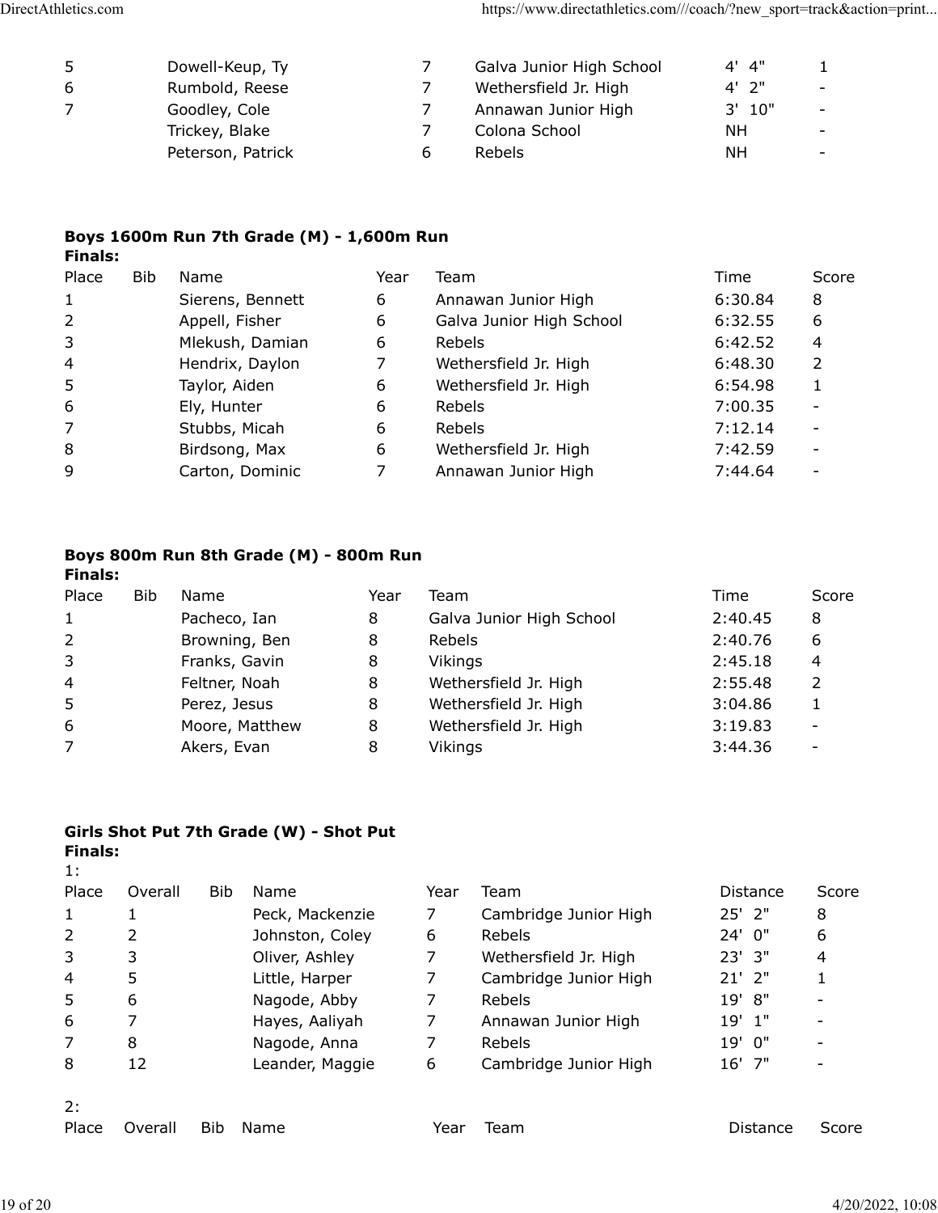| | | | | | |
|---|---|---|---|---|---|
| 5 | Dowell-Keup, Ty | 7 | Galva Junior High School | 4' 4" | 1 |
| 6 | Rumbold, Reese | 7 | Wethersfield Jr. High | 4' 2" | - |
| 7 | Goodley, Cole | 7 | Annawan Junior High | 3' 10" | - |
| | Trickey, Blake | 7 | Colona School | NH | - |
| | Peterson, Patrick | 6 | Rebels | NH | - |

**Boys 1600m Run 7th Grade (M) - 1,600m Run**

**Finals:**

| Place | Bib | Name | Year | Team | Time | Score |
|---|---|---|---|---|---|---|
| 1 | | Sierens, Bennett | 6 | Annawan Junior High | 6:30.84 | 8 |
| 2 | | Appell, Fisher | 6 | Galva Junior High School | 6:32.55 | 6 |
| 3 | | Mlekush, Damian | 6 | Rebels | 6:42.52 | 4 |
| 4 | | Hendrix, Daylon | 7 | Wethersfield Jr. High | 6:48.30 | 2 |
| 5 | | Taylor, Aiden | 6 | Wethersfield Jr. High | 6:54.98 | 1 |
| 6 | | Ely, Hunter | 6 | Rebels | 7:00.35 | - |
| 7 | | Stubbs, Micah | 6 | Rebels | 7:12.14 | - |
| 8 | | Birdsong, Max | 6 | Wethersfield Jr. High | 7:42.59 | - |
| 9 | | Carton, Dominic | 7 | Annawan Junior High | 7:44.64 | - |

**Boys 800m Run 8th Grade (M) - 800m Run**

**Finals:**

| Place | Bib | Name | Year | Team | Time | Score |
|---|---|---|---|---|---|---|
| 1 | | Pacheco, Ian | 8 | Galva Junior High School | 2:40.45 | 8 |
| 2 | | Browning, Ben | 8 | Rebels | 2:40.76 | 6 |
| 3 | | Franks, Gavin | 8 | Vikings | 2:45.18 | 4 |
| 4 | | Feltner, Noah | 8 | Wethersfield Jr. High | 2:55.48 | 2 |
| 5 | | Perez, Jesus | 8 | Wethersfield Jr. High | 3:04.86 | 1 |
| 6 | | Moore, Matthew | 8 | Wethersfield Jr. High | 3:19.83 | - |
| 7 | | Akers, Evan | 8 | Vikings | 3:44.36 | - |

**Girls Shot Put 7th Grade (W) - Shot Put**

**Finals:**

1:

| Place | Overall | Bib | Name | Year | Team | Distance | Score |
|---|---|---|---|---|---|---|---|
| 1 | 1 | | Peck, Mackenzie | 7 | Cambridge Junior High | 25' 2" | 8 |
| 2 | 2 | | Johnston, Coley | 6 | Rebels | 24' 0" | 6 |
| 3 | 3 | | Oliver, Ashley | 7 | Wethersfield Jr. High | 23' 3" | 4 |
| 4 | 5 | | Little, Harper | 7 | Cambridge Junior High | 21' 2" | 1 |
| 5 | 6 | | Nagode, Abby | 7 | Rebels | 19' 8" | - |
| 6 | 7 | | Hayes, Aaliyah | 7 | Annawan Junior High | 19' 1" | - |
| 7 | 8 | | Nagode, Anna | 7 | Rebels | 19' 0" | - |
| 8 | 12 | | Leander, Maggie | 6 | Cambridge Junior High | 16' 7" | - |

2:

| Place | Overall | Bib | Name | Year | Team | Distance | Score |
|---|---|---|---|---|---|---|---|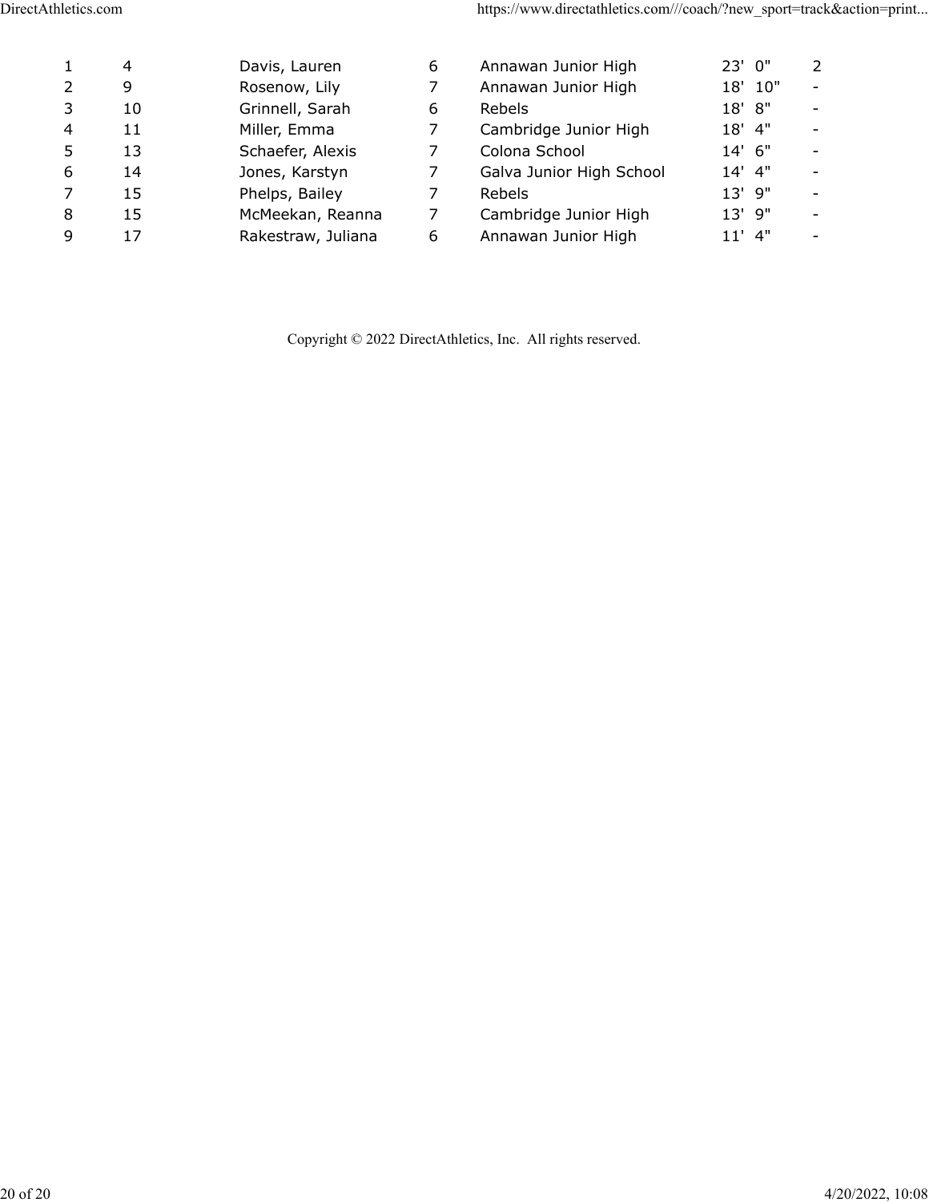| | | | | | | |
|---|---|---|---|---|---|---|
| 1 | 4 | Davis, Lauren | 6 | Annawan Junior High | 23' 0" | 2 |
| 2 | 9 | Rosenow, Lily | 7 | Annawan Junior High | 18' 10" | - |
| 3 | 10 | Grinnell, Sarah | 6 | Rebels | 18' 8" | - |
| 4 | 11 | Miller, Emma | 7 | Cambridge Junior High | 18' 4" | - |
| 5 | 13 | Schaefer, Alexis | 7 | Colona School | 14' 6" | - |
| 6 | 14 | Jones, Karstyn | 7 | Galva Junior High School | 14' 4" | - |
| 7 | 15 | Phelps, Bailey | 7 | Rebels | 13' 9" | - |
| 8 | 15 | McMeekan, Reanna | 7 | Cambridge Junior High | 13' 9" | - |
| 9 | 17 | Rakestraw, Juliana | 6 | Annawan Junior High | 11' 4" | - |

Copyright © 2022 DirectAthletics, Inc. All rights reserved.